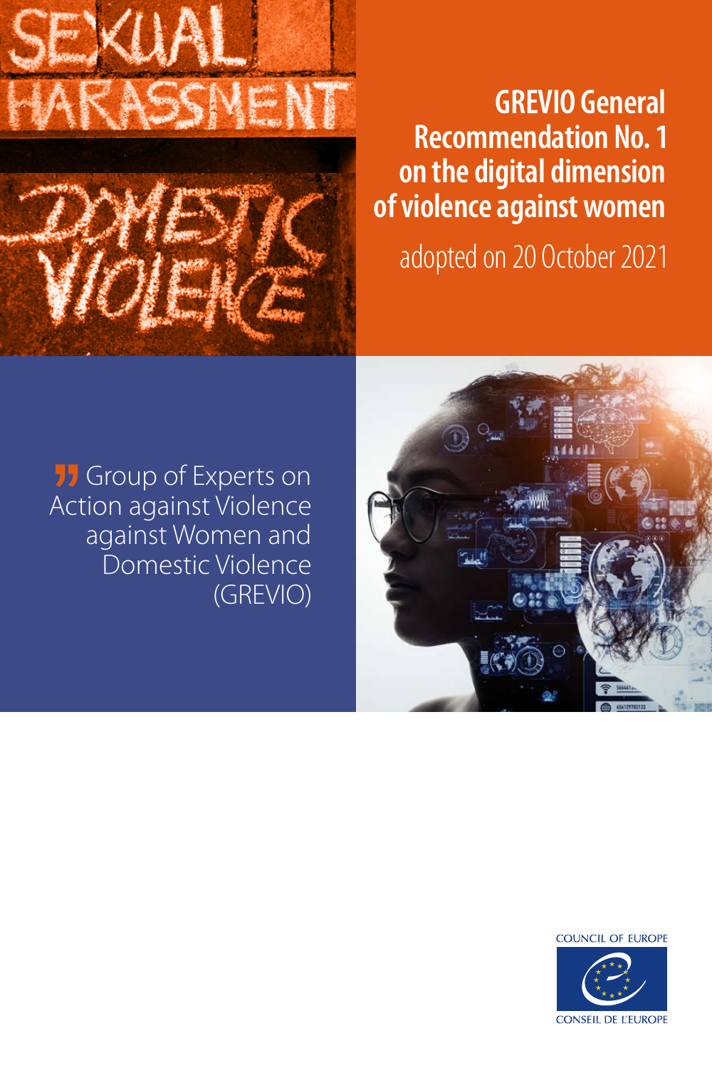# GREVIO General Recommendation No. 1 on the digital dimension of violence against women

adopted on 20 October 2021

Group of Experts on Action against Violence against Women and Domestic Violence (GREVIO)

COUNCIL OF EUROPE

CONSEIL DE L'EUROPE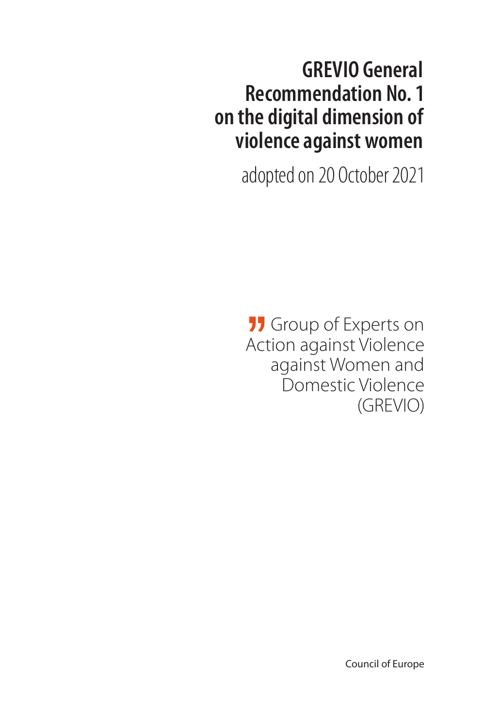# GREVIO General Recommendation No. 1 on the digital dimension of violence against women

adopted on 20 October 2021

Group of Experts on Action against Violence against Women and Domestic Violence (GREVIO)

Council of Europe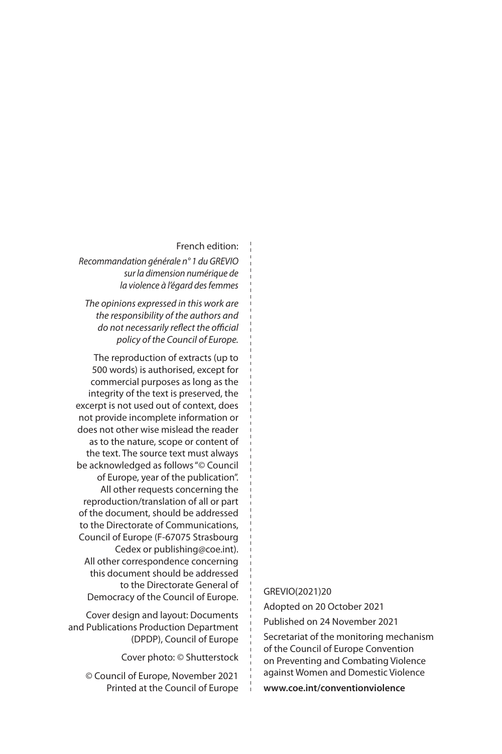French edition:

*Recommandation générale n° 1 du GREVIO sur la dimension numérique de la violence à l'égard des femmes*

*The opinions expressed in this work are the responsibility of the authors and do not necessarily reflect the official policy of the Council of Europe.*

The reproduction of extracts (up to 500 words) is authorised, except for commercial purposes as long as the integrity of the text is preserved, the excerpt is not used out of context, does not provide incomplete information or does not other wise mislead the reader as to the nature, scope or content of the text. The source text must always be acknowledged as follows "© Council of Europe, year of the publication". All other requests concerning the reproduction/translation of all or part of the document, should be addressed to the Directorate of Communications, Council of Europe (F-67075 Strasbourg Cedex or publishing@coe.int). All other correspondence concerning this document should be addressed to the Directorate General of Democracy of the Council of Europe.

Cover design and layout: Documents and Publications Production Department (DPDP), Council of Europe

Cover photo: © Shutterstock

© Council of Europe, November 2021
Printed at the Council of Europe

GREVIO(2021)20

Adopted on 20 October 2021

Published on 24 November 2021

Secretariat of the monitoring mechanism of the Council of Europe Convention on Preventing and Combating Violence against Women and Domestic Violence

**www.coe.int/conventionviolence**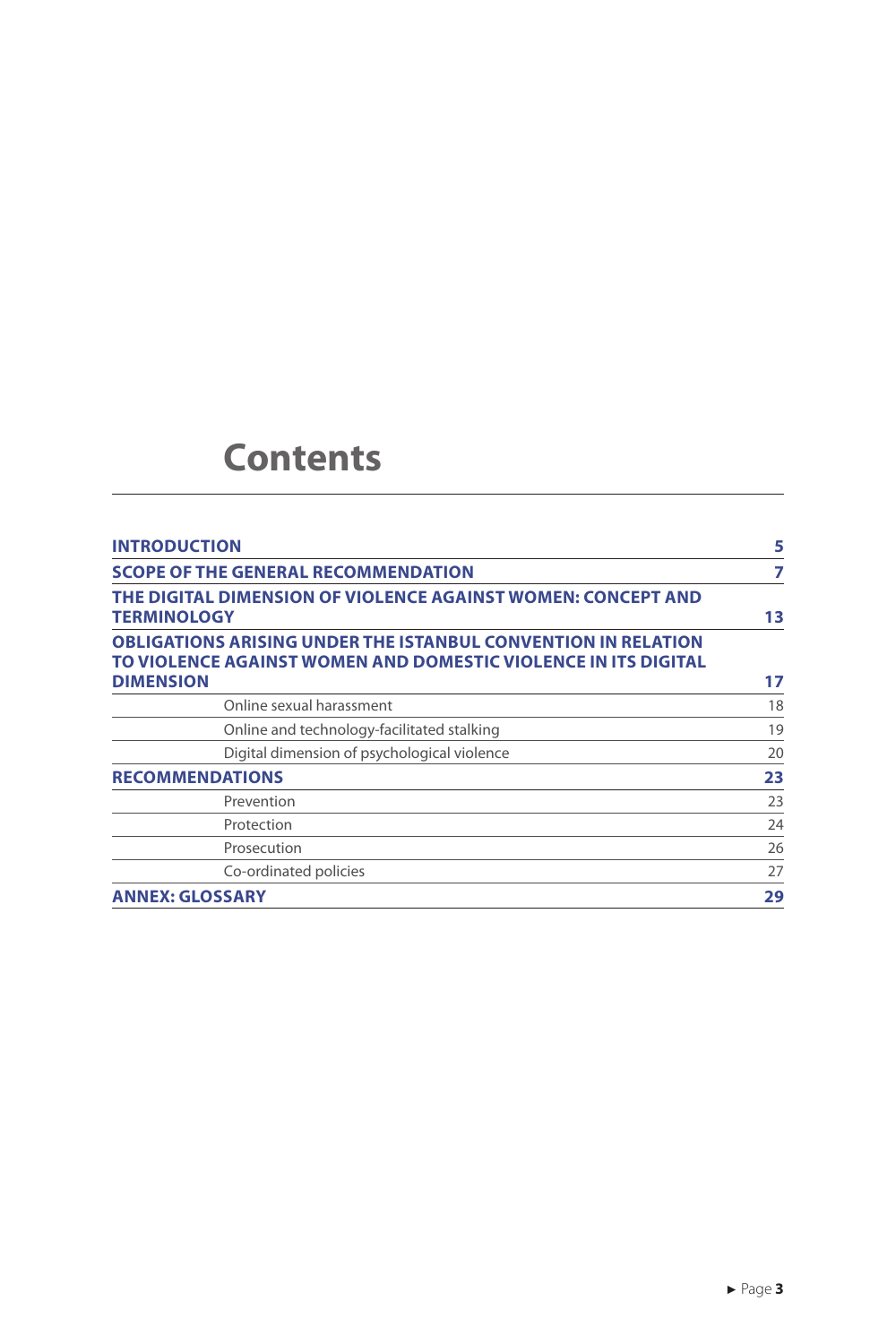# Contents

| | |
|---|---|
| **INTRODUCTION** | **5** |
| **SCOPE OF THE GENERAL RECOMMENDATION** | **7** |
| **THE DIGITAL DIMENSION OF VIOLENCE AGAINST WOMEN: CONCEPT AND TERMINOLOGY** | **13** |
| **OBLIGATIONS ARISING UNDER THE ISTANBUL CONVENTION IN RELATION TO VIOLENCE AGAINST WOMEN AND DOMESTIC VIOLENCE IN ITS DIGITAL DIMENSION** | **17** |
| Online sexual harassment | 18 |
| Online and technology-facilitated stalking | 19 |
| Digital dimension of psychological violence | 20 |
| **RECOMMENDATIONS** | **23** |
| Prevention | 23 |
| Protection | 24 |
| Prosecution | 26 |
| Co-ordinated policies | 27 |
| **ANNEX: GLOSSARY** | **29** |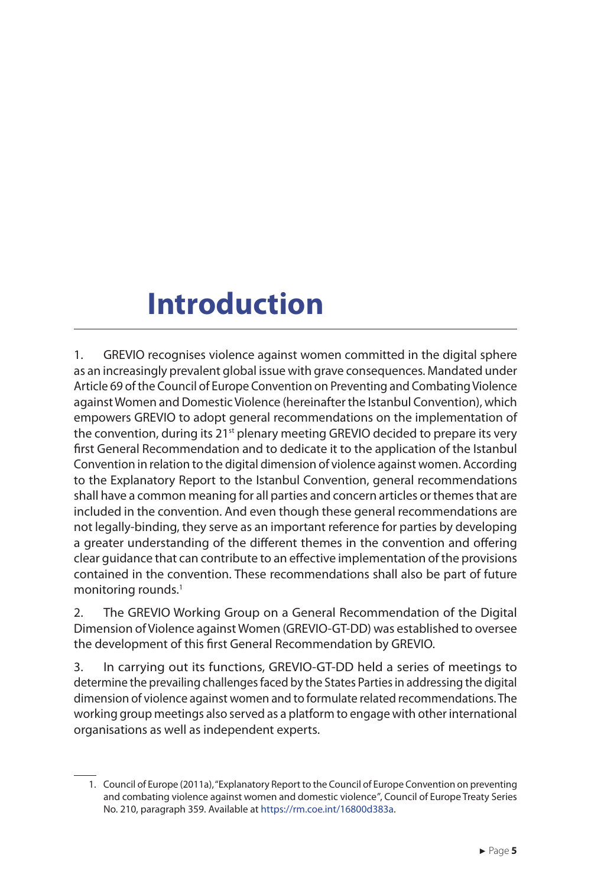# Introduction

1. GREVIO recognises violence against women committed in the digital sphere as an increasingly prevalent global issue with grave consequences. Mandated under Article 69 of the Council of Europe Convention on Preventing and Combating Violence against Women and Domestic Violence (hereinafter the Istanbul Convention), which empowers GREVIO to adopt general recommendations on the implementation of the convention, during its 21st plenary meeting GREVIO decided to prepare its very first General Recommendation and to dedicate it to the application of the Istanbul Convention in relation to the digital dimension of violence against women. According to the Explanatory Report to the Istanbul Convention, general recommendations shall have a common meaning for all parties and concern articles or themes that are included in the convention. And even though these general recommendations are not legally-binding, they serve as an important reference for parties by developing a greater understanding of the different themes in the convention and offering clear guidance that can contribute to an effective implementation of the provisions contained in the convention. These recommendations shall also be part of future monitoring rounds.[1]

2. The GREVIO Working Group on a General Recommendation of the Digital Dimension of Violence against Women (GREVIO-GT-DD) was established to oversee the development of this first General Recommendation by GREVIO.

3. In carrying out its functions, GREVIO-GT-DD held a series of meetings to determine the prevailing challenges faced by the States Parties in addressing the digital dimension of violence against women and to formulate related recommendations. The working group meetings also served as a platform to engage with other international organisations as well as independent experts.

1. Council of Europe (2011a), "Explanatory Report to the Council of Europe Convention on preventing and combating violence against women and domestic violence", Council of Europe Treaty Series No. 210, paragraph 359. Available at https://rm.coe.int/16800d383a.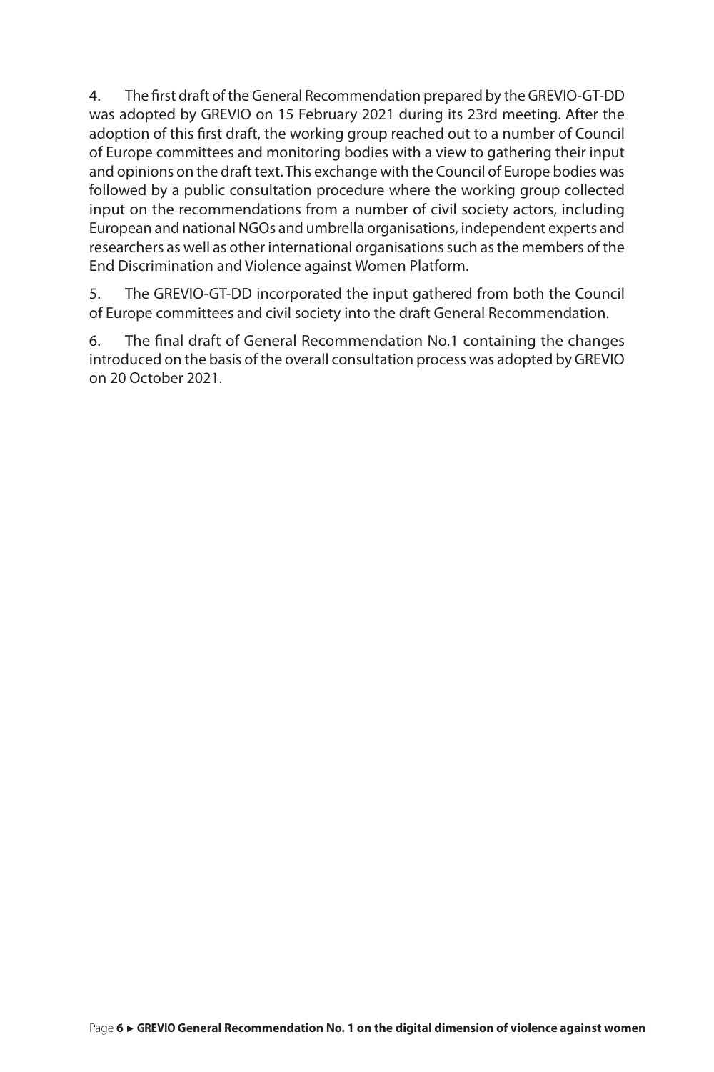4. The first draft of the General Recommendation prepared by the GREVIO-GT-DD was adopted by GREVIO on 15 February 2021 during its 23rd meeting. After the adoption of this first draft, the working group reached out to a number of Council of Europe committees and monitoring bodies with a view to gathering their input and opinions on the draft text. This exchange with the Council of Europe bodies was followed by a public consultation procedure where the working group collected input on the recommendations from a number of civil society actors, including European and national NGOs and umbrella organisations, independent experts and researchers as well as other international organisations such as the members of the End Discrimination and Violence against Women Platform.

5. The GREVIO-GT-DD incorporated the input gathered from both the Council of Europe committees and civil society into the draft General Recommendation.

6. The final draft of General Recommendation No.1 containing the changes introduced on the basis of the overall consultation process was adopted by GREVIO on 20 October 2021.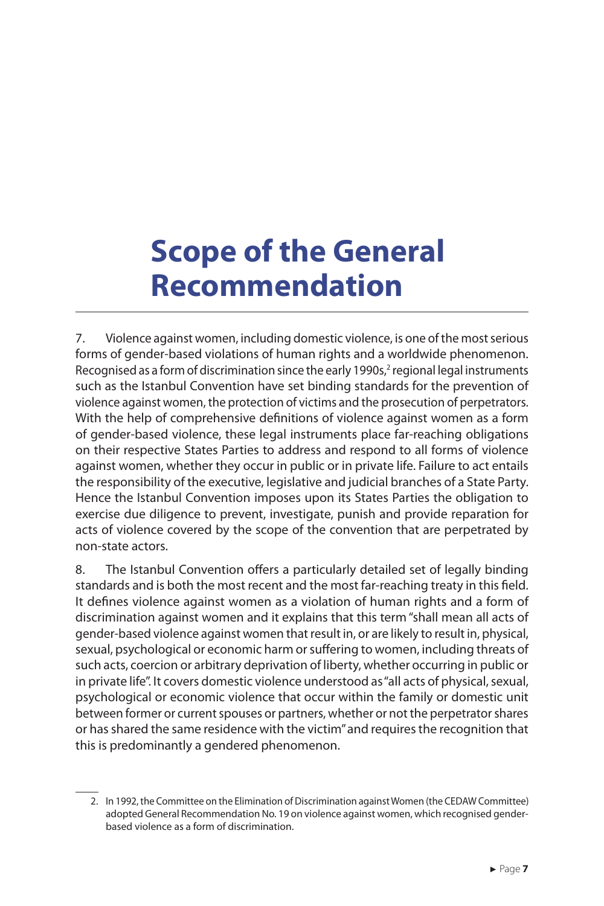# Scope of the General Recommendation

7. Violence against women, including domestic violence, is one of the most serious forms of gender-based violations of human rights and a worldwide phenomenon. Recognised as a form of discrimination since the early 1990s,[2] regional legal instruments such as the Istanbul Convention have set binding standards for the prevention of violence against women, the protection of victims and the prosecution of perpetrators. With the help of comprehensive definitions of violence against women as a form of gender-based violence, these legal instruments place far-reaching obligations on their respective States Parties to address and respond to all forms of violence against women, whether they occur in public or in private life. Failure to act entails the responsibility of the executive, legislative and judicial branches of a State Party. Hence the Istanbul Convention imposes upon its States Parties the obligation to exercise due diligence to prevent, investigate, punish and provide reparation for acts of violence covered by the scope of the convention that are perpetrated by non-state actors.

8. The Istanbul Convention offers a particularly detailed set of legally binding standards and is both the most recent and the most far-reaching treaty in this field. It defines violence against women as a violation of human rights and a form of discrimination against women and it explains that this term "shall mean all acts of gender-based violence against women that result in, or are likely to result in, physical, sexual, psychological or economic harm or suffering to women, including threats of such acts, coercion or arbitrary deprivation of liberty, whether occurring in public or in private life". It covers domestic violence understood as "all acts of physical, sexual, psychological or economic violence that occur within the family or domestic unit between former or current spouses or partners, whether or not the perpetrator shares or has shared the same residence with the victim" and requires the recognition that this is predominantly a gendered phenomenon.

2. In 1992, the Committee on the Elimination of Discrimination against Women (the CEDAW Committee) adopted General Recommendation No. 19 on violence against women, which recognised gender-based violence as a form of discrimination.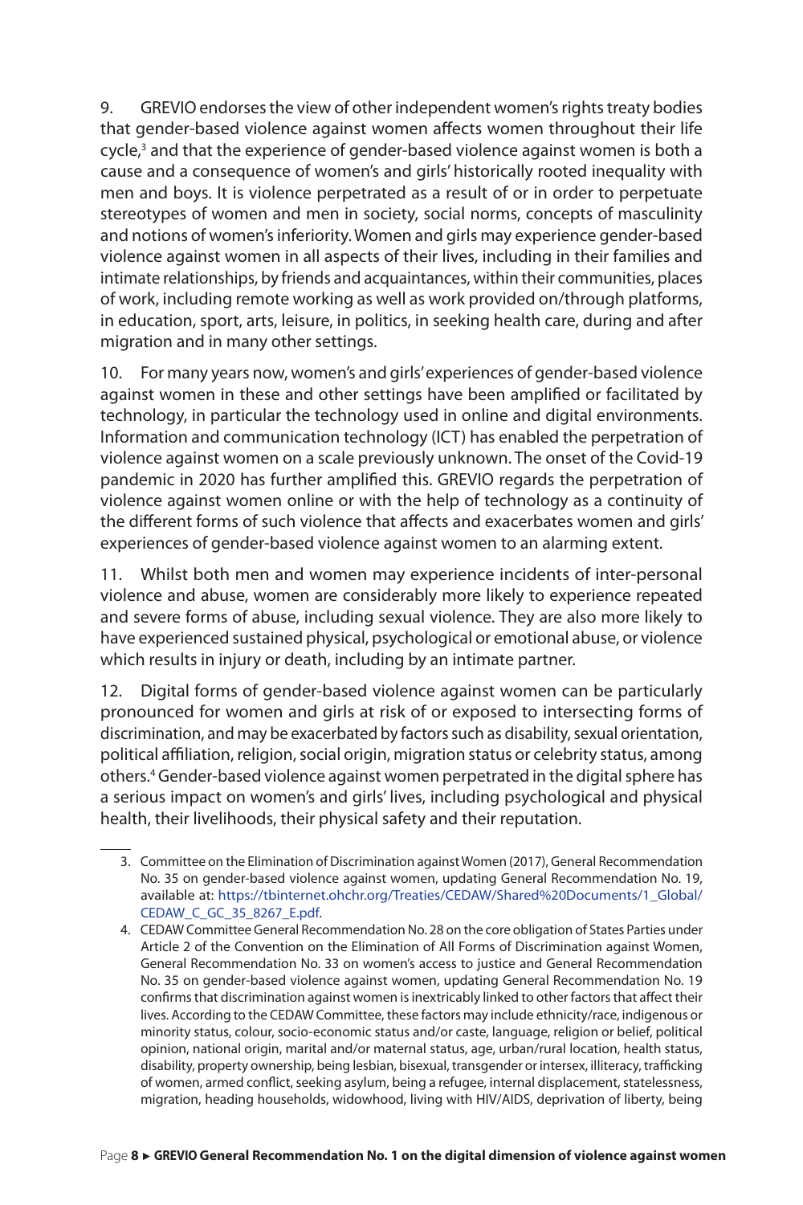9. GREVIO endorses the view of other independent women's rights treaty bodies that gender-based violence against women affects women throughout their life cycle,[3] and that the experience of gender-based violence against women is both a cause and a consequence of women's and girls' historically rooted inequality with men and boys. It is violence perpetrated as a result of or in order to perpetuate stereotypes of women and men in society, social norms, concepts of masculinity and notions of women's inferiority. Women and girls may experience gender-based violence against women in all aspects of their lives, including in their families and intimate relationships, by friends and acquaintances, within their communities, places of work, including remote working as well as work provided on/through platforms, in education, sport, arts, leisure, in politics, in seeking health care, during and after migration and in many other settings.

10. For many years now, women's and girls' experiences of gender-based violence against women in these and other settings have been amplified or facilitated by technology, in particular the technology used in online and digital environments. Information and communication technology (ICT) has enabled the perpetration of violence against women on a scale previously unknown. The onset of the Covid-19 pandemic in 2020 has further amplified this. GREVIO regards the perpetration of violence against women online or with the help of technology as a continuity of the different forms of such violence that affects and exacerbates women and girls' experiences of gender-based violence against women to an alarming extent.

11. Whilst both men and women may experience incidents of inter-personal violence and abuse, women are considerably more likely to experience repeated and severe forms of abuse, including sexual violence. They are also more likely to have experienced sustained physical, psychological or emotional abuse, or violence which results in injury or death, including by an intimate partner.

12. Digital forms of gender-based violence against women can be particularly pronounced for women and girls at risk of or exposed to intersecting forms of discrimination, and may be exacerbated by factors such as disability, sexual orientation, political affiliation, religion, social origin, migration status or celebrity status, among others.[4] Gender-based violence against women perpetrated in the digital sphere has a serious impact on women's and girls' lives, including psychological and physical health, their livelihoods, their physical safety and their reputation.

---

3. Committee on the Elimination of Discrimination against Women (2017), General Recommendation No. 35 on gender-based violence against women, updating General Recommendation No. 19, available at: https://tbinternet.ohchr.org/Treaties/CEDAW/Shared%20Documents/1_Global/CEDAW_C_GC_35_8267_E.pdf.

4. CEDAW Committee General Recommendation No. 28 on the core obligation of States Parties under Article 2 of the Convention on the Elimination of All Forms of Discrimination against Women, General Recommendation No. 33 on women's access to justice and General Recommendation No. 35 on gender-based violence against women, updating General Recommendation No. 19 confirms that discrimination against women is inextricably linked to other factors that affect their lives. According to the CEDAW Committee, these factors may include ethnicity/race, indigenous or minority status, colour, socio-economic status and/or caste, language, religion or belief, political opinion, national origin, marital and/or maternal status, age, urban/rural location, health status, disability, property ownership, being lesbian, bisexual, transgender or intersex, illiteracy, trafficking of women, armed conflict, seeking asylum, being a refugee, internal displacement, statelessness, migration, heading households, widowhood, living with HIV/AIDS, deprivation of liberty, being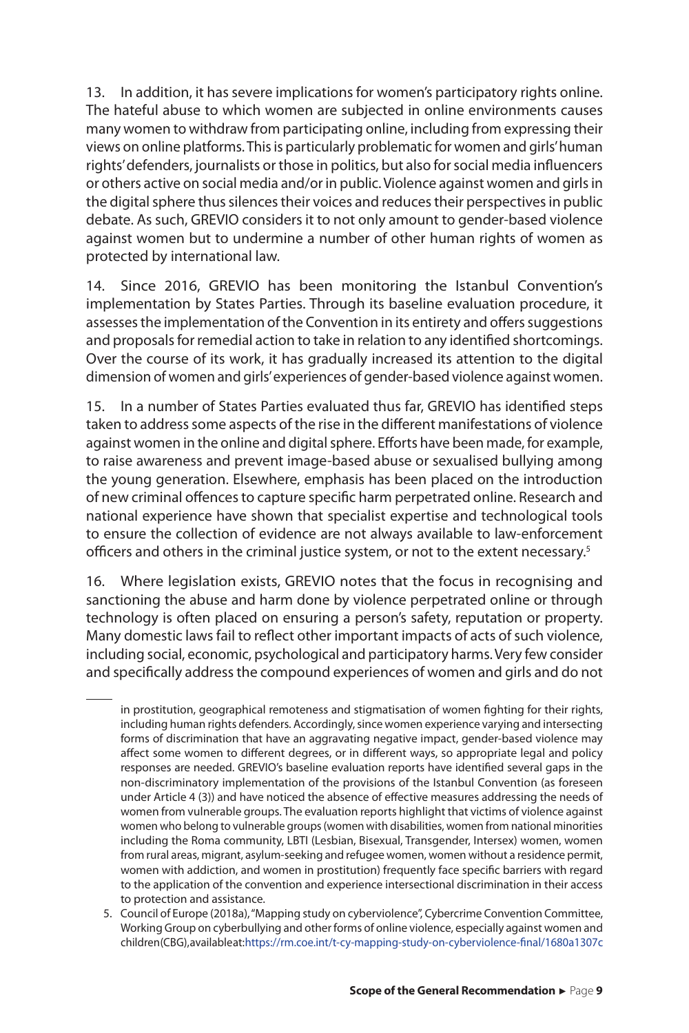13. In addition, it has severe implications for women's participatory rights online. The hateful abuse to which women are subjected in online environments causes many women to withdraw from participating online, including from expressing their views on online platforms. This is particularly problematic for women and girls' human rights' defenders, journalists or those in politics, but also for social media influencers or others active on social media and/or in public. Violence against women and girls in the digital sphere thus silences their voices and reduces their perspectives in public debate. As such, GREVIO considers it to not only amount to gender-based violence against women but to undermine a number of other human rights of women as protected by international law.

14. Since 2016, GREVIO has been monitoring the Istanbul Convention's implementation by States Parties. Through its baseline evaluation procedure, it assesses the implementation of the Convention in its entirety and offers suggestions and proposals for remedial action to take in relation to any identified shortcomings. Over the course of its work, it has gradually increased its attention to the digital dimension of women and girls' experiences of gender-based violence against women.

15. In a number of States Parties evaluated thus far, GREVIO has identified steps taken to address some aspects of the rise in the different manifestations of violence against women in the online and digital sphere. Efforts have been made, for example, to raise awareness and prevent image-based abuse or sexualised bullying among the young generation. Elsewhere, emphasis has been placed on the introduction of new criminal offences to capture specific harm perpetrated online. Research and national experience have shown that specialist expertise and technological tools to ensure the collection of evidence are not always available to law-enforcement officers and others in the criminal justice system, or not to the extent necessary.[5]

16. Where legislation exists, GREVIO notes that the focus in recognising and sanctioning the abuse and harm done by violence perpetrated online or through technology is often placed on ensuring a person's safety, reputation or property. Many domestic laws fail to reflect other important impacts of acts of such violence, including social, economic, psychological and participatory harms. Very few consider and specifically address the compound experiences of women and girls and do not

---

in prostitution, geographical remoteness and stigmatisation of women fighting for their rights, including human rights defenders. Accordingly, since women experience varying and intersecting forms of discrimination that have an aggravating negative impact, gender-based violence may affect some women to different degrees, or in different ways, so appropriate legal and policy responses are needed. GREVIO's baseline evaluation reports have identified several gaps in the non-discriminatory implementation of the provisions of the Istanbul Convention (as foreseen under Article 4 (3)) and have noticed the absence of effective measures addressing the needs of women from vulnerable groups. The evaluation reports highlight that victims of violence against women who belong to vulnerable groups (women with disabilities, women from national minorities including the Roma community, LBTI (Lesbian, Bisexual, Transgender, Intersex) women, women from rural areas, migrant, asylum-seeking and refugee women, women without a residence permit, women with addiction, and women in prostitution) frequently face specific barriers with regard to the application of the convention and experience intersectional discrimination in their access to protection and assistance.

5. Council of Europe (2018a), "Mapping study on cyberviolence", Cybercrime Convention Committee, Working Group on cyberbullying and other forms of online violence, especially against women and children (CBG), available at: https://rm.coe.int/t-cy-mapping-study-on-cyberviolence-final/1680a1307c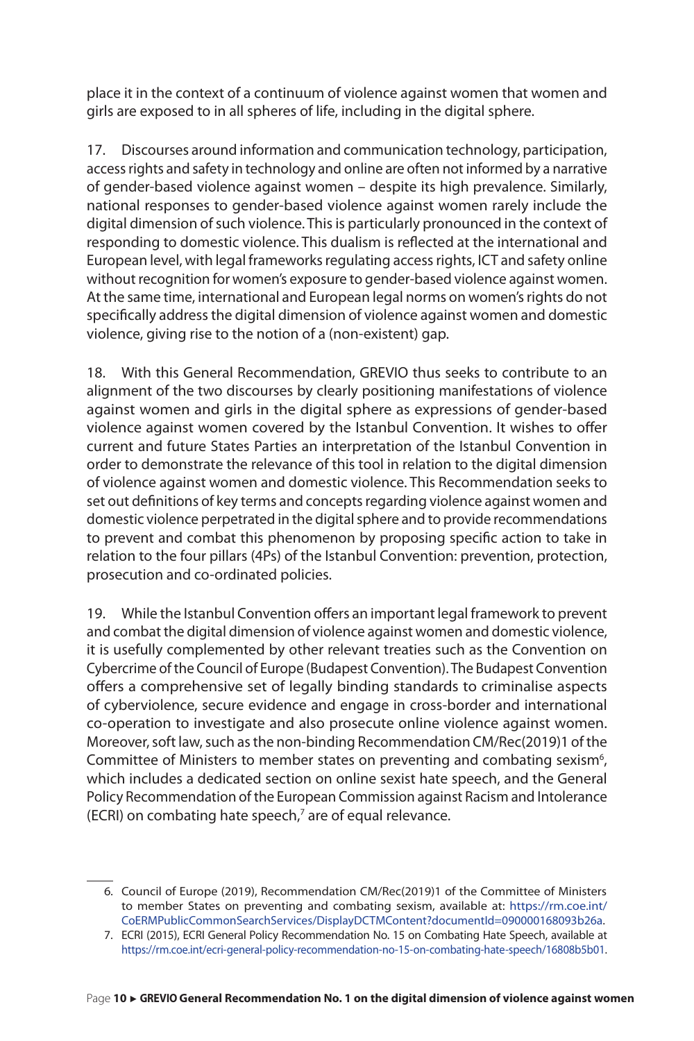place it in the context of a continuum of violence against women that women and girls are exposed to in all spheres of life, including in the digital sphere.

17. Discourses around information and communication technology, participation, access rights and safety in technology and online are often not informed by a narrative of gender-based violence against women – despite its high prevalence. Similarly, national responses to gender-based violence against women rarely include the digital dimension of such violence. This is particularly pronounced in the context of responding to domestic violence. This dualism is reflected at the international and European level, with legal frameworks regulating access rights, ICT and safety online without recognition for women's exposure to gender-based violence against women. At the same time, international and European legal norms on women's rights do not specifically address the digital dimension of violence against women and domestic violence, giving rise to the notion of a (non-existent) gap.

18. With this General Recommendation, GREVIO thus seeks to contribute to an alignment of the two discourses by clearly positioning manifestations of violence against women and girls in the digital sphere as expressions of gender-based violence against women covered by the Istanbul Convention. It wishes to offer current and future States Parties an interpretation of the Istanbul Convention in order to demonstrate the relevance of this tool in relation to the digital dimension of violence against women and domestic violence. This Recommendation seeks to set out definitions of key terms and concepts regarding violence against women and domestic violence perpetrated in the digital sphere and to provide recommendations to prevent and combat this phenomenon by proposing specific action to take in relation to the four pillars (4Ps) of the Istanbul Convention: prevention, protection, prosecution and co-ordinated policies.

19. While the Istanbul Convention offers an important legal framework to prevent and combat the digital dimension of violence against women and domestic violence, it is usefully complemented by other relevant treaties such as the Convention on Cybercrime of the Council of Europe (Budapest Convention). The Budapest Convention offers a comprehensive set of legally binding standards to criminalise aspects of cyberviolence, secure evidence and engage in cross-border and international co-operation to investigate and also prosecute online violence against women. Moreover, soft law, such as the non-binding Recommendation CM/Rec(2019)1 of the Committee of Ministers to member states on preventing and combating sexism[6], which includes a dedicated section on online sexist hate speech, and the General Policy Recommendation of the European Commission against Racism and Intolerance (ECRI) on combating hate speech,[7] are of equal relevance.

6. Council of Europe (2019), Recommendation CM/Rec(2019)1 of the Committee of Ministers to member States on preventing and combating sexism, available at: https://rm.coe.int/CoERMPublicCommonSearchServices/DisplayDCTMContent?documentId=090000168093b26a.

7. ECRI (2015), ECRI General Policy Recommendation No. 15 on Combating Hate Speech, available at https://rm.coe.int/ecri-general-policy-recommendation-no-15-on-combating-hate-speech/16808b5b01.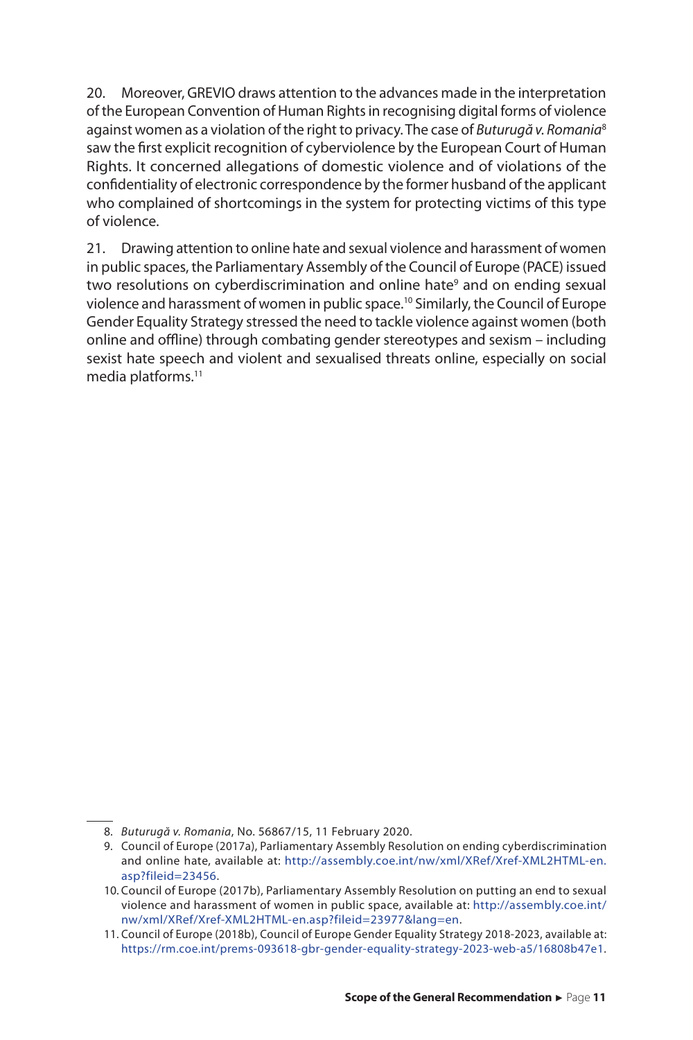20. Moreover, GREVIO draws attention to the advances made in the interpretation of the European Convention of Human Rights in recognising digital forms of violence against women as a violation of the right to privacy. The case of *Buturugă v. Romania*[8] saw the first explicit recognition of cyberviolence by the European Court of Human Rights. It concerned allegations of domestic violence and of violations of the confidentiality of electronic correspondence by the former husband of the applicant who complained of shortcomings in the system for protecting victims of this type of violence.

21. Drawing attention to online hate and sexual violence and harassment of women in public spaces, the Parliamentary Assembly of the Council of Europe (PACE) issued two resolutions on cyberdiscrimination and online hate[9] and on ending sexual violence and harassment of women in public space.[10] Similarly, the Council of Europe Gender Equality Strategy stressed the need to tackle violence against women (both online and offline) through combating gender stereotypes and sexism – including sexist hate speech and violent and sexualised threats online, especially on social media platforms.[11]

---

8. *Buturugă v. Romania*, No. 56867/15, 11 February 2020.
9. Council of Europe (2017a), Parliamentary Assembly Resolution on ending cyberdiscrimination and online hate, available at: http://assembly.coe.int/nw/xml/XRef/Xref-XML2HTML-en.asp?fileid=23456.
10. Council of Europe (2017b), Parliamentary Assembly Resolution on putting an end to sexual violence and harassment of women in public space, available at: http://assembly.coe.int/nw/xml/XRef/Xref-XML2HTML-en.asp?fileid=23977&lang=en.
11. Council of Europe (2018b), Council of Europe Gender Equality Strategy 2018-2023, available at: https://rm.coe.int/prems-093618-gbr-gender-equality-strategy-2023-web-a5/16808b47e1.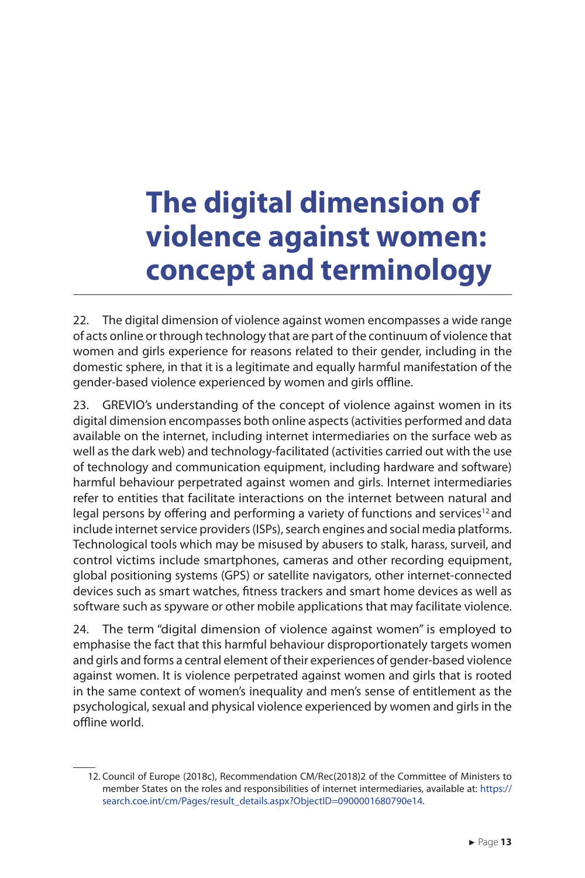# The digital dimension of violence against women: concept and terminology

22. The digital dimension of violence against women encompasses a wide range of acts online or through technology that are part of the continuum of violence that women and girls experience for reasons related to their gender, including in the domestic sphere, in that it is a legitimate and equally harmful manifestation of the gender-based violence experienced by women and girls offline.

23. GREVIO's understanding of the concept of violence against women in its digital dimension encompasses both online aspects (activities performed and data available on the internet, including internet intermediaries on the surface web as well as the dark web) and technology-facilitated (activities carried out with the use of technology and communication equipment, including hardware and software) harmful behaviour perpetrated against women and girls. Internet intermediaries refer to entities that facilitate interactions on the internet between natural and legal persons by offering and performing a variety of functions and services[12] and include internet service providers (ISPs), search engines and social media platforms. Technological tools which may be misused by abusers to stalk, harass, surveil, and control victims include smartphones, cameras and other recording equipment, global positioning systems (GPS) or satellite navigators, other internet-connected devices such as smart watches, fitness trackers and smart home devices as well as software such as spyware or other mobile applications that may facilitate violence.

24. The term "digital dimension of violence against women" is employed to emphasise the fact that this harmful behaviour disproportionately targets women and girls and forms a central element of their experiences of gender-based violence against women. It is violence perpetrated against women and girls that is rooted in the same context of women's inequality and men's sense of entitlement as the psychological, sexual and physical violence experienced by women and girls in the offline world.

12. Council of Europe (2018c), Recommendation CM/Rec(2018)2 of the Committee of Ministers to member States on the roles and responsibilities of internet intermediaries, available at: https://search.coe.int/cm/Pages/result_details.aspx?ObjectID=0900001680790e14.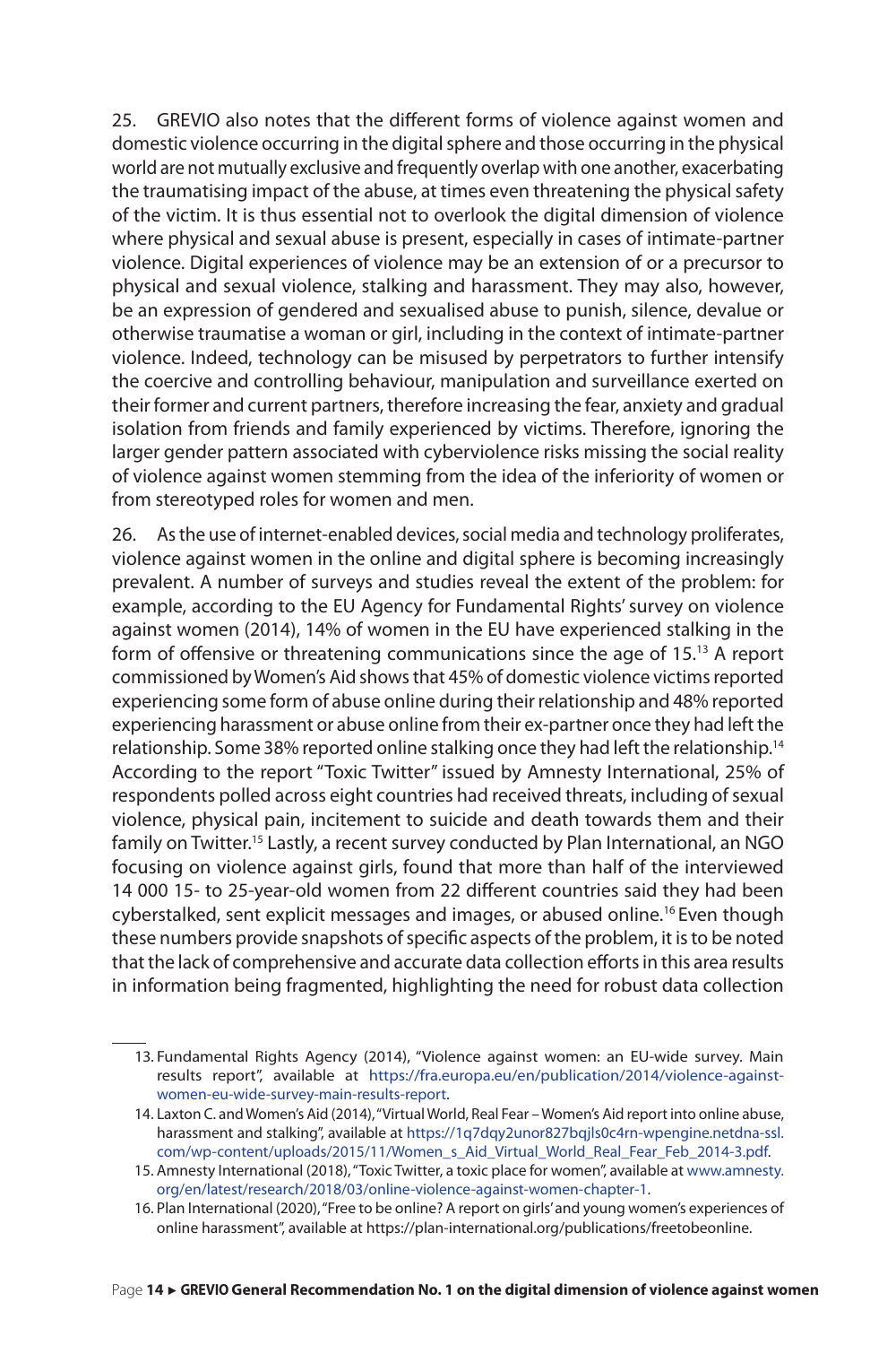25. GREVIO also notes that the different forms of violence against women and domestic violence occurring in the digital sphere and those occurring in the physical world are not mutually exclusive and frequently overlap with one another, exacerbating the traumatising impact of the abuse, at times even threatening the physical safety of the victim. It is thus essential not to overlook the digital dimension of violence where physical and sexual abuse is present, especially in cases of intimate-partner violence. Digital experiences of violence may be an extension of or a precursor to physical and sexual violence, stalking and harassment. They may also, however, be an expression of gendered and sexualised abuse to punish, silence, devalue or otherwise traumatise a woman or girl, including in the context of intimate-partner violence. Indeed, technology can be misused by perpetrators to further intensify the coercive and controlling behaviour, manipulation and surveillance exerted on their former and current partners, therefore increasing the fear, anxiety and gradual isolation from friends and family experienced by victims. Therefore, ignoring the larger gender pattern associated with cyberviolence risks missing the social reality of violence against women stemming from the idea of the inferiority of women or from stereotyped roles for women and men.

26. As the use of internet-enabled devices, social media and technology proliferates, violence against women in the online and digital sphere is becoming increasingly prevalent. A number of surveys and studies reveal the extent of the problem: for example, according to the EU Agency for Fundamental Rights' survey on violence against women (2014), 14% of women in the EU have experienced stalking in the form of offensive or threatening communications since the age of 15.[13] A report commissioned by Women's Aid shows that 45% of domestic violence victims reported experiencing some form of abuse online during their relationship and 48% reported experiencing harassment or abuse online from their ex-partner once they had left the relationship. Some 38% reported online stalking once they had left the relationship.[14] According to the report "Toxic Twitter" issued by Amnesty International, 25% of respondents polled across eight countries had received threats, including of sexual violence, physical pain, incitement to suicide and death towards them and their family on Twitter.[15] Lastly, a recent survey conducted by Plan International, an NGO focusing on violence against girls, found that more than half of the interviewed 14 000 15- to 25-year-old women from 22 different countries said they had been cyberstalked, sent explicit messages and images, or abused online.[16] Even though these numbers provide snapshots of specific aspects of the problem, it is to be noted that the lack of comprehensive and accurate data collection efforts in this area results in information being fragmented, highlighting the need for robust data collection

---

13. Fundamental Rights Agency (2014), "Violence against women: an EU-wide survey. Main results report", available at https://fra.europa.eu/en/publication/2014/violence-against-women-eu-wide-survey-main-results-report.

14. Laxton C. and Women's Aid (2014), "Virtual World, Real Fear – Women's Aid report into online abuse, harassment and stalking", available at https://1q7dqy2unor827bqjls0c4rn-wpengine.netdna-ssl.com/wp-content/uploads/2015/11/Women_s_Aid_Virtual_World_Real_Fear_Feb_2014-3.pdf.

15. Amnesty International (2018), "Toxic Twitter, a toxic place for women", available at www.amnesty.org/en/latest/research/2018/03/online-violence-against-women-chapter-1.

16. Plan International (2020), "Free to be online? A report on girls' and young women's experiences of online harassment", available at https://plan-international.org/publications/freetobeonline.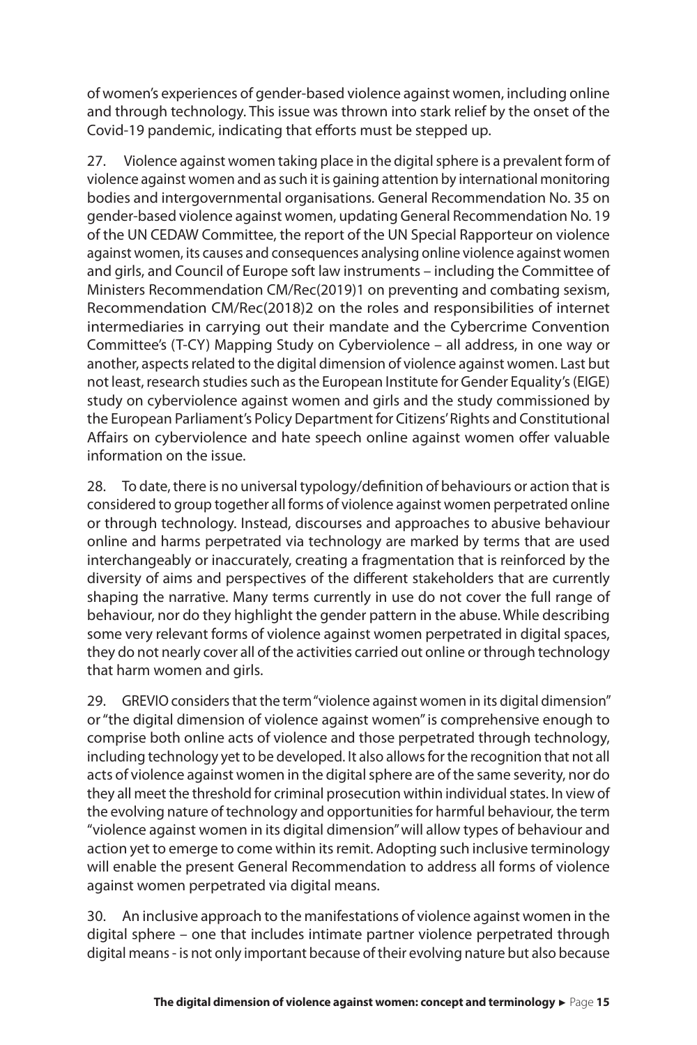of women's experiences of gender-based violence against women, including online and through technology. This issue was thrown into stark relief by the onset of the Covid-19 pandemic, indicating that efforts must be stepped up.

27. Violence against women taking place in the digital sphere is a prevalent form of violence against women and as such it is gaining attention by international monitoring bodies and intergovernmental organisations. General Recommendation No. 35 on gender-based violence against women, updating General Recommendation No. 19 of the UN CEDAW Committee, the report of the UN Special Rapporteur on violence against women, its causes and consequences analysing online violence against women and girls, and Council of Europe soft law instruments – including the Committee of Ministers Recommendation CM/Rec(2019)1 on preventing and combating sexism, Recommendation CM/Rec(2018)2 on the roles and responsibilities of internet intermediaries in carrying out their mandate and the Cybercrime Convention Committee's (T-CY) Mapping Study on Cyberviolence – all address, in one way or another, aspects related to the digital dimension of violence against women. Last but not least, research studies such as the European Institute for Gender Equality's (EIGE) study on cyberviolence against women and girls and the study commissioned by the European Parliament's Policy Department for Citizens' Rights and Constitutional Affairs on cyberviolence and hate speech online against women offer valuable information on the issue.

28. To date, there is no universal typology/definition of behaviours or action that is considered to group together all forms of violence against women perpetrated online or through technology. Instead, discourses and approaches to abusive behaviour online and harms perpetrated via technology are marked by terms that are used interchangeably or inaccurately, creating a fragmentation that is reinforced by the diversity of aims and perspectives of the different stakeholders that are currently shaping the narrative. Many terms currently in use do not cover the full range of behaviour, nor do they highlight the gender pattern in the abuse. While describing some very relevant forms of violence against women perpetrated in digital spaces, they do not nearly cover all of the activities carried out online or through technology that harm women and girls.

29. GREVIO considers that the term "violence against women in its digital dimension" or "the digital dimension of violence against women" is comprehensive enough to comprise both online acts of violence and those perpetrated through technology, including technology yet to be developed. It also allows for the recognition that not all acts of violence against women in the digital sphere are of the same severity, nor do they all meet the threshold for criminal prosecution within individual states. In view of the evolving nature of technology and opportunities for harmful behaviour, the term "violence against women in its digital dimension" will allow types of behaviour and action yet to emerge to come within its remit. Adopting such inclusive terminology will enable the present General Recommendation to address all forms of violence against women perpetrated via digital means.

30. An inclusive approach to the manifestations of violence against women in the digital sphere – one that includes intimate partner violence perpetrated through digital means - is not only important because of their evolving nature but also because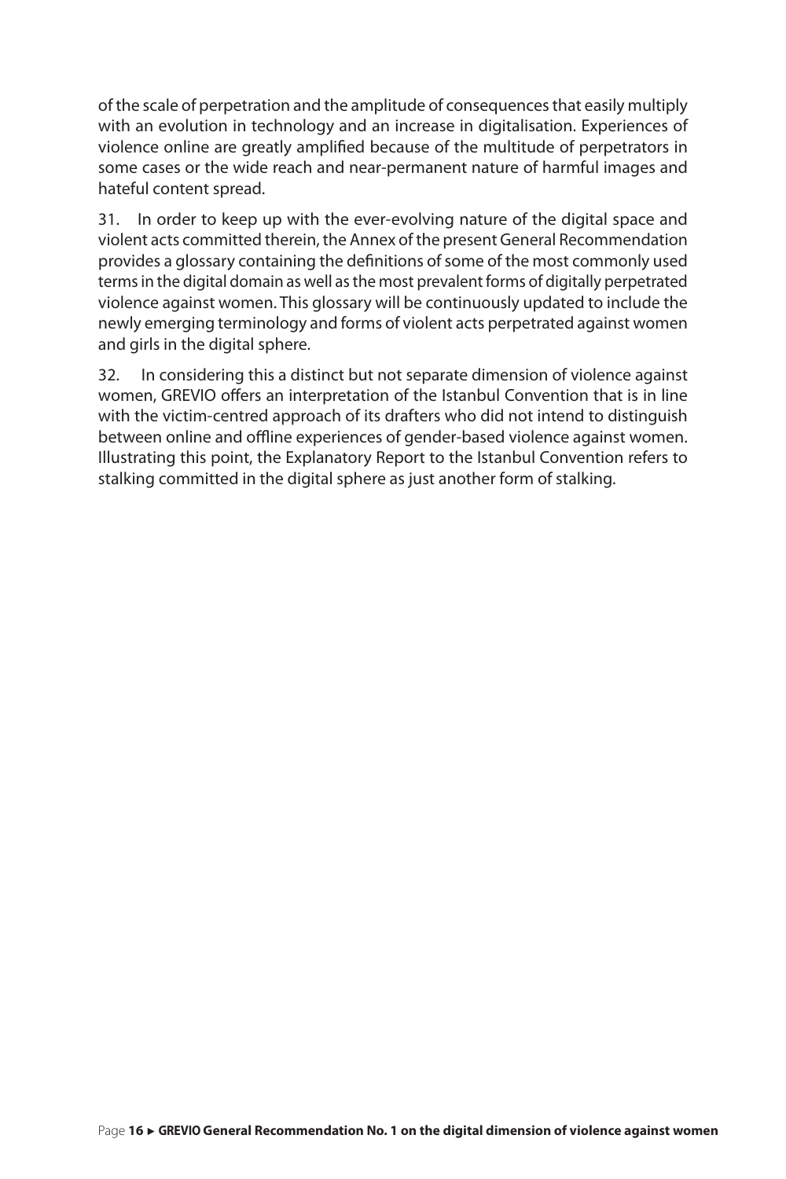of the scale of perpetration and the amplitude of consequences that easily multiply with an evolution in technology and an increase in digitalisation. Experiences of violence online are greatly amplified because of the multitude of perpetrators in some cases or the wide reach and near-permanent nature of harmful images and hateful content spread.

31. In order to keep up with the ever-evolving nature of the digital space and violent acts committed therein, the Annex of the present General Recommendation provides a glossary containing the definitions of some of the most commonly used terms in the digital domain as well as the most prevalent forms of digitally perpetrated violence against women. This glossary will be continuously updated to include the newly emerging terminology and forms of violent acts perpetrated against women and girls in the digital sphere.

32. In considering this a distinct but not separate dimension of violence against women, GREVIO offers an interpretation of the Istanbul Convention that is in line with the victim-centred approach of its drafters who did not intend to distinguish between online and offline experiences of gender-based violence against women. Illustrating this point, the Explanatory Report to the Istanbul Convention refers to stalking committed in the digital sphere as just another form of stalking.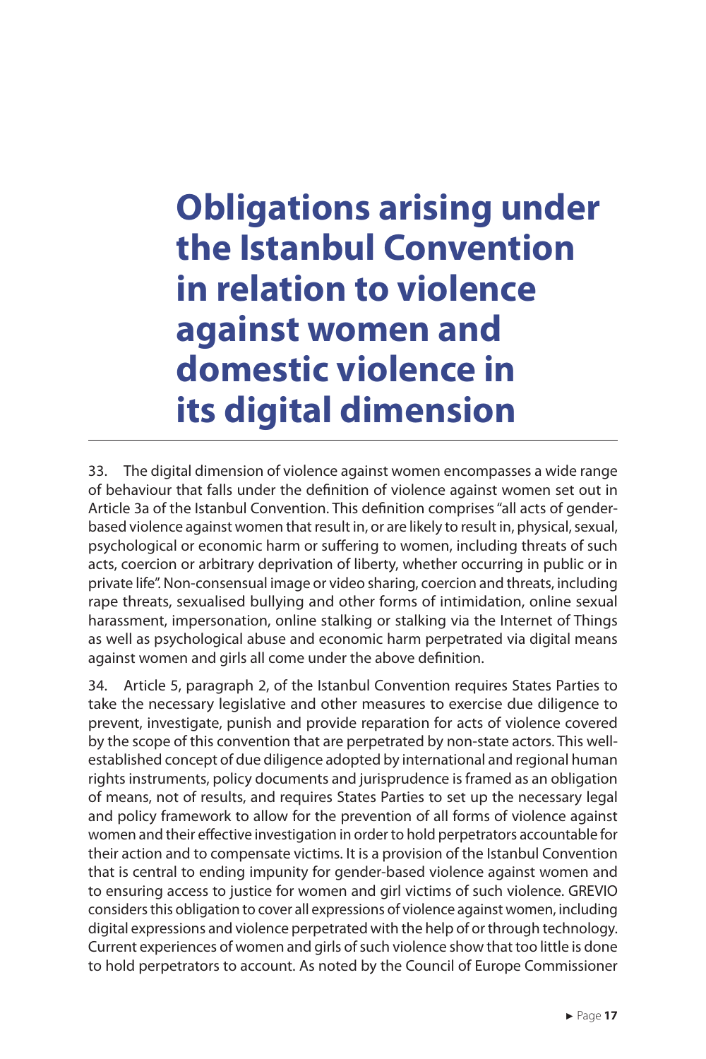# Obligations arising under the Istanbul Convention in relation to violence against women and domestic violence in its digital dimension

33. The digital dimension of violence against women encompasses a wide range of behaviour that falls under the definition of violence against women set out in Article 3a of the Istanbul Convention. This definition comprises "all acts of gender-based violence against women that result in, or are likely to result in, physical, sexual, psychological or economic harm or suffering to women, including threats of such acts, coercion or arbitrary deprivation of liberty, whether occurring in public or in private life". Non-consensual image or video sharing, coercion and threats, including rape threats, sexualised bullying and other forms of intimidation, online sexual harassment, impersonation, online stalking or stalking via the Internet of Things as well as psychological abuse and economic harm perpetrated via digital means against women and girls all come under the above definition.

34. Article 5, paragraph 2, of the Istanbul Convention requires States Parties to take the necessary legislative and other measures to exercise due diligence to prevent, investigate, punish and provide reparation for acts of violence covered by the scope of this convention that are perpetrated by non-state actors. This well-established concept of due diligence adopted by international and regional human rights instruments, policy documents and jurisprudence is framed as an obligation of means, not of results, and requires States Parties to set up the necessary legal and policy framework to allow for the prevention of all forms of violence against women and their effective investigation in order to hold perpetrators accountable for their action and to compensate victims. It is a provision of the Istanbul Convention that is central to ending impunity for gender-based violence against women and to ensuring access to justice for women and girl victims of such violence. GREVIO considers this obligation to cover all expressions of violence against women, including digital expressions and violence perpetrated with the help of or through technology. Current experiences of women and girls of such violence show that too little is done to hold perpetrators to account. As noted by the Council of Europe Commissioner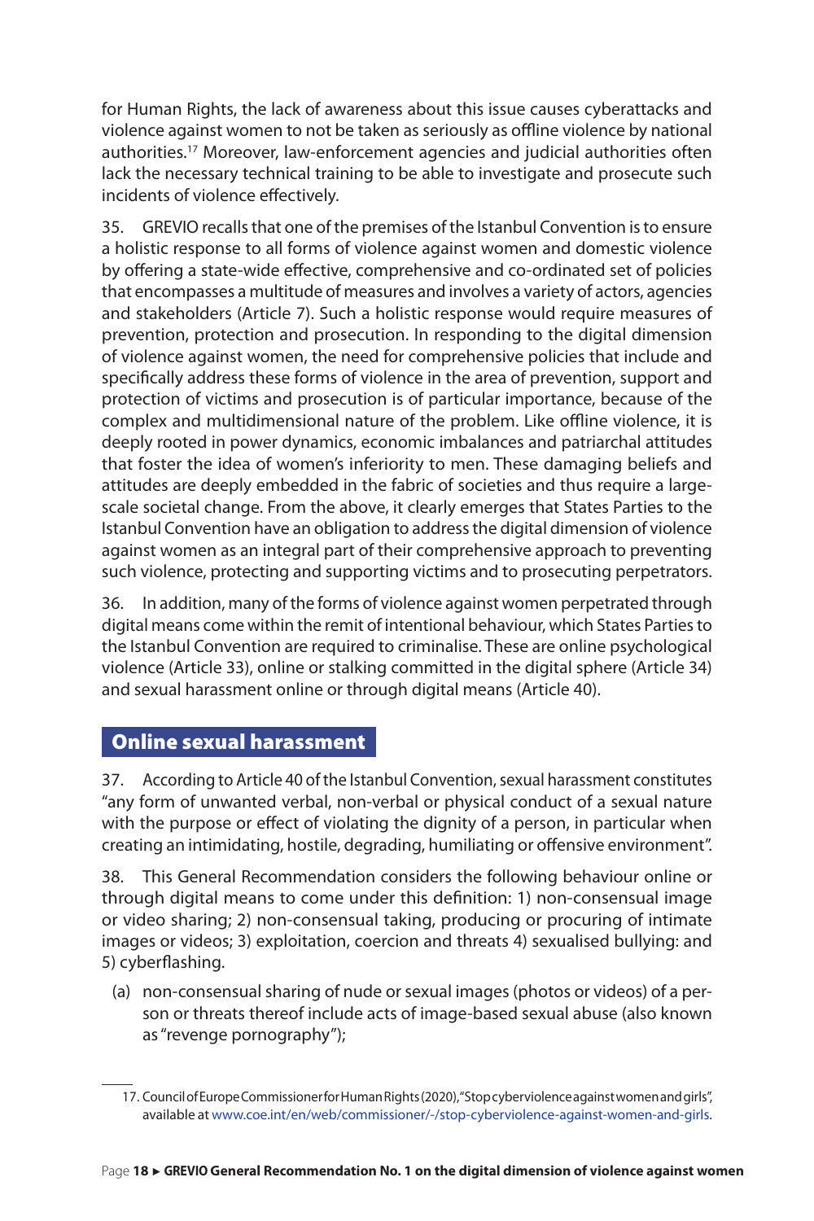for Human Rights, the lack of awareness about this issue causes cyberattacks and violence against women to not be taken as seriously as offline violence by national authorities.[17] Moreover, law-enforcement agencies and judicial authorities often lack the necessary technical training to be able to investigate and prosecute such incidents of violence effectively.

35. GREVIO recalls that one of the premises of the Istanbul Convention is to ensure a holistic response to all forms of violence against women and domestic violence by offering a state-wide effective, comprehensive and co-ordinated set of policies that encompasses a multitude of measures and involves a variety of actors, agencies and stakeholders (Article 7). Such a holistic response would require measures of prevention, protection and prosecution. In responding to the digital dimension of violence against women, the need for comprehensive policies that include and specifically address these forms of violence in the area of prevention, support and protection of victims and prosecution is of particular importance, because of the complex and multidimensional nature of the problem. Like offline violence, it is deeply rooted in power dynamics, economic imbalances and patriarchal attitudes that foster the idea of women's inferiority to men. These damaging beliefs and attitudes are deeply embedded in the fabric of societies and thus require a large-scale societal change. From the above, it clearly emerges that States Parties to the Istanbul Convention have an obligation to address the digital dimension of violence against women as an integral part of their comprehensive approach to preventing such violence, protecting and supporting victims and to prosecuting perpetrators.

36. In addition, many of the forms of violence against women perpetrated through digital means come within the remit of intentional behaviour, which States Parties to the Istanbul Convention are required to criminalise. These are online psychological violence (Article 33), online or stalking committed in the digital sphere (Article 34) and sexual harassment online or through digital means (Article 40).

## Online sexual harassment

37. According to Article 40 of the Istanbul Convention, sexual harassment constitutes "any form of unwanted verbal, non-verbal or physical conduct of a sexual nature with the purpose or effect of violating the dignity of a person, in particular when creating an intimidating, hostile, degrading, humiliating or offensive environment".

38. This General Recommendation considers the following behaviour online or through digital means to come under this definition: 1) non-consensual image or video sharing; 2) non-consensual taking, producing or procuring of intimate images or videos; 3) exploitation, coercion and threats 4) sexualised bullying: and 5) cyberflashing.

(a) non-consensual sharing of nude or sexual images (photos or videos) of a person or threats thereof include acts of image-based sexual abuse (also known as "revenge pornography");

---

17. Council of Europe Commissioner for Human Rights (2020), "Stop cyberviolence against women and girls", available at www.coe.int/en/web/commissioner/-/stop-cyberviolence-against-women-and-girls.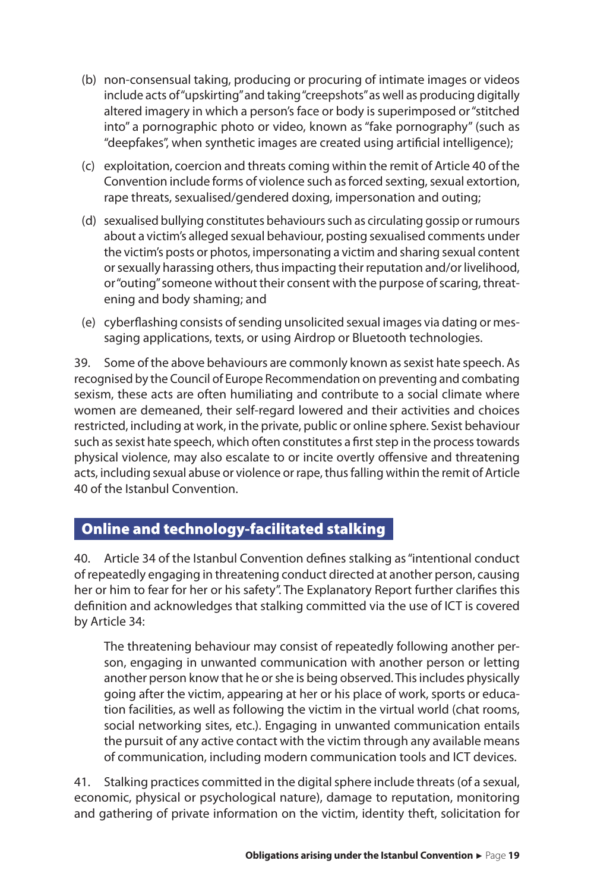(b) non-consensual taking, producing or procuring of intimate images or videos include acts of "upskirting" and taking "creepshots" as well as producing digitally altered imagery in which a person's face or body is superimposed or "stitched into" a pornographic photo or video, known as "fake pornography" (such as "deepfakes", when synthetic images are created using artificial intelligence);

(c) exploitation, coercion and threats coming within the remit of Article 40 of the Convention include forms of violence such as forced sexting, sexual extortion, rape threats, sexualised/gendered doxing, impersonation and outing;

(d) sexualised bullying constitutes behaviours such as circulating gossip or rumours about a victim's alleged sexual behaviour, posting sexualised comments under the victim's posts or photos, impersonating a victim and sharing sexual content or sexually harassing others, thus impacting their reputation and/or livelihood, or "outing" someone without their consent with the purpose of scaring, threatening and body shaming; and

(e) cyberflashing consists of sending unsolicited sexual images via dating or messaging applications, texts, or using Airdrop or Bluetooth technologies.

39. Some of the above behaviours are commonly known as sexist hate speech. As recognised by the Council of Europe Recommendation on preventing and combating sexism, these acts are often humiliating and contribute to a social climate where women are demeaned, their self-regard lowered and their activities and choices restricted, including at work, in the private, public or online sphere. Sexist behaviour such as sexist hate speech, which often constitutes a first step in the process towards physical violence, may also escalate to or incite overtly offensive and threatening acts, including sexual abuse or violence or rape, thus falling within the remit of Article 40 of the Istanbul Convention.

## Online and technology-facilitated stalking

40. Article 34 of the Istanbul Convention defines stalking as "intentional conduct of repeatedly engaging in threatening conduct directed at another person, causing her or him to fear for her or his safety". The Explanatory Report further clarifies this definition and acknowledges that stalking committed via the use of ICT is covered by Article 34:

> The threatening behaviour may consist of repeatedly following another person, engaging in unwanted communication with another person or letting another person know that he or she is being observed. This includes physically going after the victim, appearing at her or his place of work, sports or education facilities, as well as following the victim in the virtual world (chat rooms, social networking sites, etc.). Engaging in unwanted communication entails the pursuit of any active contact with the victim through any available means of communication, including modern communication tools and ICT devices.

41. Stalking practices committed in the digital sphere include threats (of a sexual, economic, physical or psychological nature), damage to reputation, monitoring and gathering of private information on the victim, identity theft, solicitation for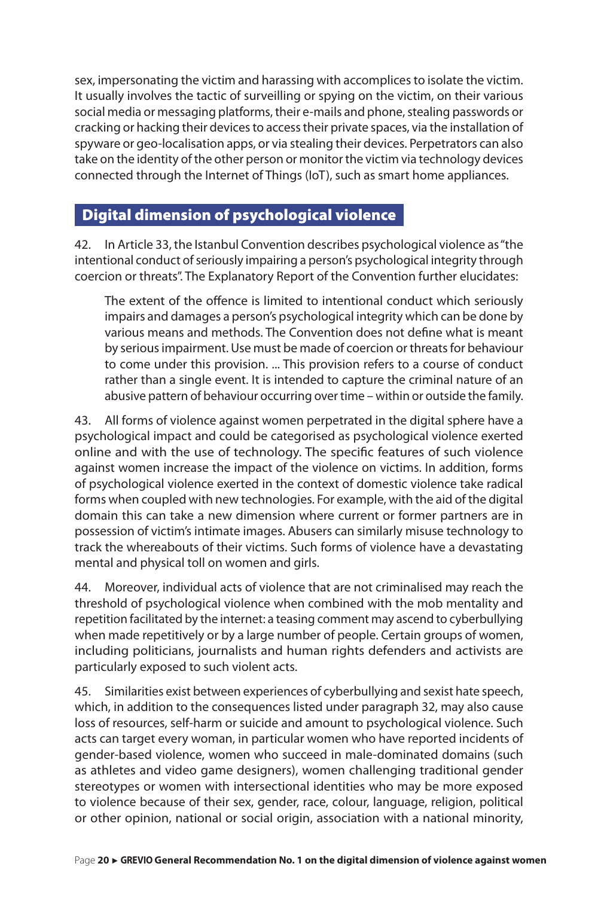sex, impersonating the victim and harassing with accomplices to isolate the victim. It usually involves the tactic of surveilling or spying on the victim, on their various social media or messaging platforms, their e-mails and phone, stealing passwords or cracking or hacking their devices to access their private spaces, via the installation of spyware or geo-localisation apps, or via stealing their devices. Perpetrators can also take on the identity of the other person or monitor the victim via technology devices connected through the Internet of Things (IoT), such as smart home appliances.

## Digital dimension of psychological violence

42. In Article 33, the Istanbul Convention describes psychological violence as "the intentional conduct of seriously impairing a person's psychological integrity through coercion or threats". The Explanatory Report of the Convention further elucidates:

> The extent of the offence is limited to intentional conduct which seriously impairs and damages a person's psychological integrity which can be done by various means and methods. The Convention does not define what is meant by serious impairment. Use must be made of coercion or threats for behaviour to come under this provision. ... This provision refers to a course of conduct rather than a single event. It is intended to capture the criminal nature of an abusive pattern of behaviour occurring over time – within or outside the family.

43. All forms of violence against women perpetrated in the digital sphere have a psychological impact and could be categorised as psychological violence exerted online and with the use of technology. The specific features of such violence against women increase the impact of the violence on victims. In addition, forms of psychological violence exerted in the context of domestic violence take radical forms when coupled with new technologies. For example, with the aid of the digital domain this can take a new dimension where current or former partners are in possession of victim's intimate images. Abusers can similarly misuse technology to track the whereabouts of their victims. Such forms of violence have a devastating mental and physical toll on women and girls.

44. Moreover, individual acts of violence that are not criminalised may reach the threshold of psychological violence when combined with the mob mentality and repetition facilitated by the internet: a teasing comment may ascend to cyberbullying when made repetitively or by a large number of people. Certain groups of women, including politicians, journalists and human rights defenders and activists are particularly exposed to such violent acts.

45. Similarities exist between experiences of cyberbullying and sexist hate speech, which, in addition to the consequences listed under paragraph 32, may also cause loss of resources, self-harm or suicide and amount to psychological violence. Such acts can target every woman, in particular women who have reported incidents of gender-based violence, women who succeed in male-dominated domains (such as athletes and video game designers), women challenging traditional gender stereotypes or women with intersectional identities who may be more exposed to violence because of their sex, gender, race, colour, language, religion, political or other opinion, national or social origin, association with a national minority,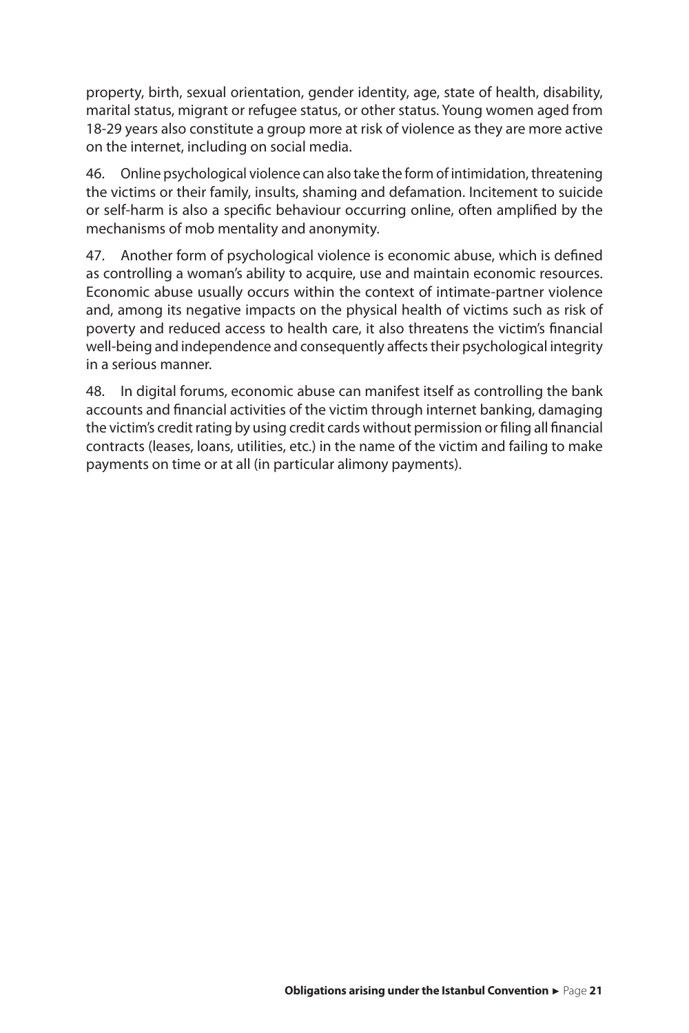property, birth, sexual orientation, gender identity, age, state of health, disability, marital status, migrant or refugee status, or other status. Young women aged from 18-29 years also constitute a group more at risk of violence as they are more active on the internet, including on social media.

46. Online psychological violence can also take the form of intimidation, threatening the victims or their family, insults, shaming and defamation. Incitement to suicide or self-harm is also a specific behaviour occurring online, often amplified by the mechanisms of mob mentality and anonymity.

47. Another form of psychological violence is economic abuse, which is defined as controlling a woman's ability to acquire, use and maintain economic resources. Economic abuse usually occurs within the context of intimate-partner violence and, among its negative impacts on the physical health of victims such as risk of poverty and reduced access to health care, it also threatens the victim's financial well-being and independence and consequently affects their psychological integrity in a serious manner.

48. In digital forums, economic abuse can manifest itself as controlling the bank accounts and financial activities of the victim through internet banking, damaging the victim's credit rating by using credit cards without permission or filing all financial contracts (leases, loans, utilities, etc.) in the name of the victim and failing to make payments on time or at all (in particular alimony payments).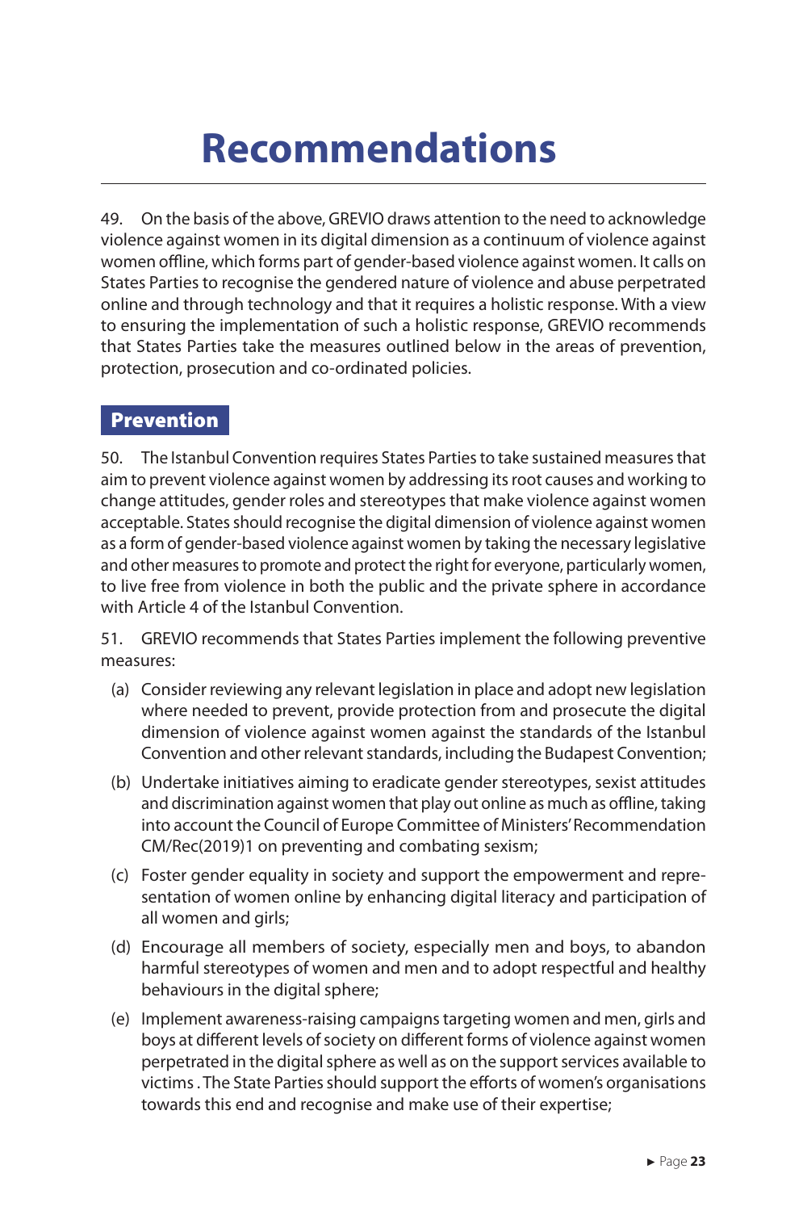# Recommendations

49. On the basis of the above, GREVIO draws attention to the need to acknowledge violence against women in its digital dimension as a continuum of violence against women offline, which forms part of gender-based violence against women. It calls on States Parties to recognise the gendered nature of violence and abuse perpetrated online and through technology and that it requires a holistic response. With a view to ensuring the implementation of such a holistic response, GREVIO recommends that States Parties take the measures outlined below in the areas of prevention, protection, prosecution and co-ordinated policies.

## Prevention

50. The Istanbul Convention requires States Parties to take sustained measures that aim to prevent violence against women by addressing its root causes and working to change attitudes, gender roles and stereotypes that make violence against women acceptable. States should recognise the digital dimension of violence against women as a form of gender-based violence against women by taking the necessary legislative and other measures to promote and protect the right for everyone, particularly women, to live free from violence in both the public and the private sphere in accordance with Article 4 of the Istanbul Convention.

51. GREVIO recommends that States Parties implement the following preventive measures:

(a) Consider reviewing any relevant legislation in place and adopt new legislation where needed to prevent, provide protection from and prosecute the digital dimension of violence against women against the standards of the Istanbul Convention and other relevant standards, including the Budapest Convention;

(b) Undertake initiatives aiming to eradicate gender stereotypes, sexist attitudes and discrimination against women that play out online as much as offline, taking into account the Council of Europe Committee of Ministers' Recommendation CM/Rec(2019)1 on preventing and combating sexism;

(c) Foster gender equality in society and support the empowerment and representation of women online by enhancing digital literacy and participation of all women and girls;

(d) Encourage all members of society, especially men and boys, to abandon harmful stereotypes of women and men and to adopt respectful and healthy behaviours in the digital sphere;

(e) Implement awareness-raising campaigns targeting women and men, girls and boys at different levels of society on different forms of violence against women perpetrated in the digital sphere as well as on the support services available to victims . The State Parties should support the efforts of women's organisations towards this end and recognise and make use of their expertise;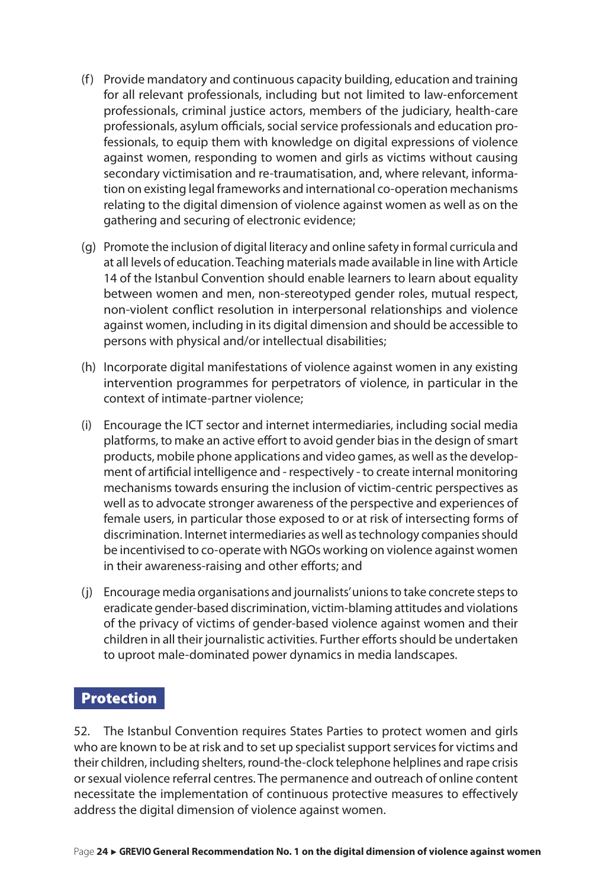(f) Provide mandatory and continuous capacity building, education and training for all relevant professionals, including but not limited to law-enforcement professionals, criminal justice actors, members of the judiciary, health-care professionals, asylum officials, social service professionals and education professionals, to equip them with knowledge on digital expressions of violence against women, responding to women and girls as victims without causing secondary victimisation and re-traumatisation, and, where relevant, information on existing legal frameworks and international co-operation mechanisms relating to the digital dimension of violence against women as well as on the gathering and securing of electronic evidence;

(g) Promote the inclusion of digital literacy and online safety in formal curricula and at all levels of education. Teaching materials made available in line with Article 14 of the Istanbul Convention should enable learners to learn about equality between women and men, non-stereotyped gender roles, mutual respect, non-violent conflict resolution in interpersonal relationships and violence against women, including in its digital dimension and should be accessible to persons with physical and/or intellectual disabilities;

(h) Incorporate digital manifestations of violence against women in any existing intervention programmes for perpetrators of violence, in particular in the context of intimate-partner violence;

(i) Encourage the ICT sector and internet intermediaries, including social media platforms, to make an active effort to avoid gender bias in the design of smart products, mobile phone applications and video games, as well as the development of artificial intelligence and - respectively - to create internal monitoring mechanisms towards ensuring the inclusion of victim-centric perspectives as well as to advocate stronger awareness of the perspective and experiences of female users, in particular those exposed to or at risk of intersecting forms of discrimination. Internet intermediaries as well as technology companies should be incentivised to co-operate with NGOs working on violence against women in their awareness-raising and other efforts; and

(j) Encourage media organisations and journalists' unions to take concrete steps to eradicate gender-based discrimination, victim-blaming attitudes and violations of the privacy of victims of gender-based violence against women and their children in all their journalistic activities. Further efforts should be undertaken to uproot male-dominated power dynamics in media landscapes.

## Protection

52. The Istanbul Convention requires States Parties to protect women and girls who are known to be at risk and to set up specialist support services for victims and their children, including shelters, round-the-clock telephone helplines and rape crisis or sexual violence referral centres. The permanence and outreach of online content necessitate the implementation of continuous protective measures to effectively address the digital dimension of violence against women.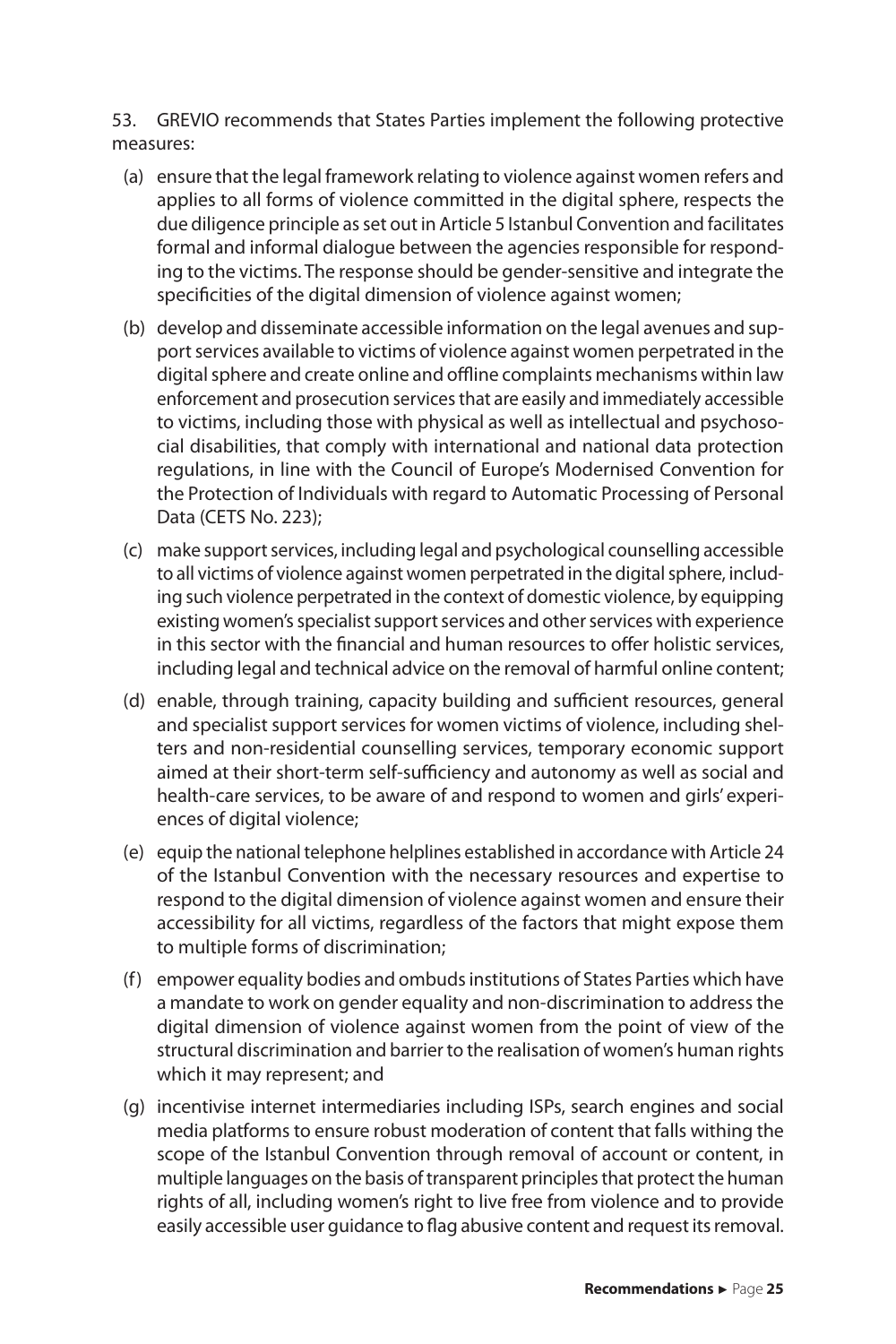53. GREVIO recommends that States Parties implement the following protective measures:

(a) ensure that the legal framework relating to violence against women refers and applies to all forms of violence committed in the digital sphere, respects the due diligence principle as set out in Article 5 Istanbul Convention and facilitates formal and informal dialogue between the agencies responsible for responding to the victims. The response should be gender-sensitive and integrate the specificities of the digital dimension of violence against women;

(b) develop and disseminate accessible information on the legal avenues and support services available to victims of violence against women perpetrated in the digital sphere and create online and offline complaints mechanisms within law enforcement and prosecution services that are easily and immediately accessible to victims, including those with physical as well as intellectual and psychosocial disabilities, that comply with international and national data protection regulations, in line with the Council of Europe's Modernised Convention for the Protection of Individuals with regard to Automatic Processing of Personal Data (CETS No. 223);

(c) make support services, including legal and psychological counselling accessible to all victims of violence against women perpetrated in the digital sphere, including such violence perpetrated in the context of domestic violence, by equipping existing women's specialist support services and other services with experience in this sector with the financial and human resources to offer holistic services, including legal and technical advice on the removal of harmful online content;

(d) enable, through training, capacity building and sufficient resources, general and specialist support services for women victims of violence, including shelters and non-residential counselling services, temporary economic support aimed at their short-term self-sufficiency and autonomy as well as social and health-care services, to be aware of and respond to women and girls' experiences of digital violence;

(e) equip the national telephone helplines established in accordance with Article 24 of the Istanbul Convention with the necessary resources and expertise to respond to the digital dimension of violence against women and ensure their accessibility for all victims, regardless of the factors that might expose them to multiple forms of discrimination;

(f) empower equality bodies and ombuds institutions of States Parties which have a mandate to work on gender equality and non-discrimination to address the digital dimension of violence against women from the point of view of the structural discrimination and barrier to the realisation of women's human rights which it may represent; and

(g) incentivise internet intermediaries including ISPs, search engines and social media platforms to ensure robust moderation of content that falls withing the scope of the Istanbul Convention through removal of account or content, in multiple languages on the basis of transparent principles that protect the human rights of all, including women's right to live free from violence and to provide easily accessible user guidance to flag abusive content and request its removal.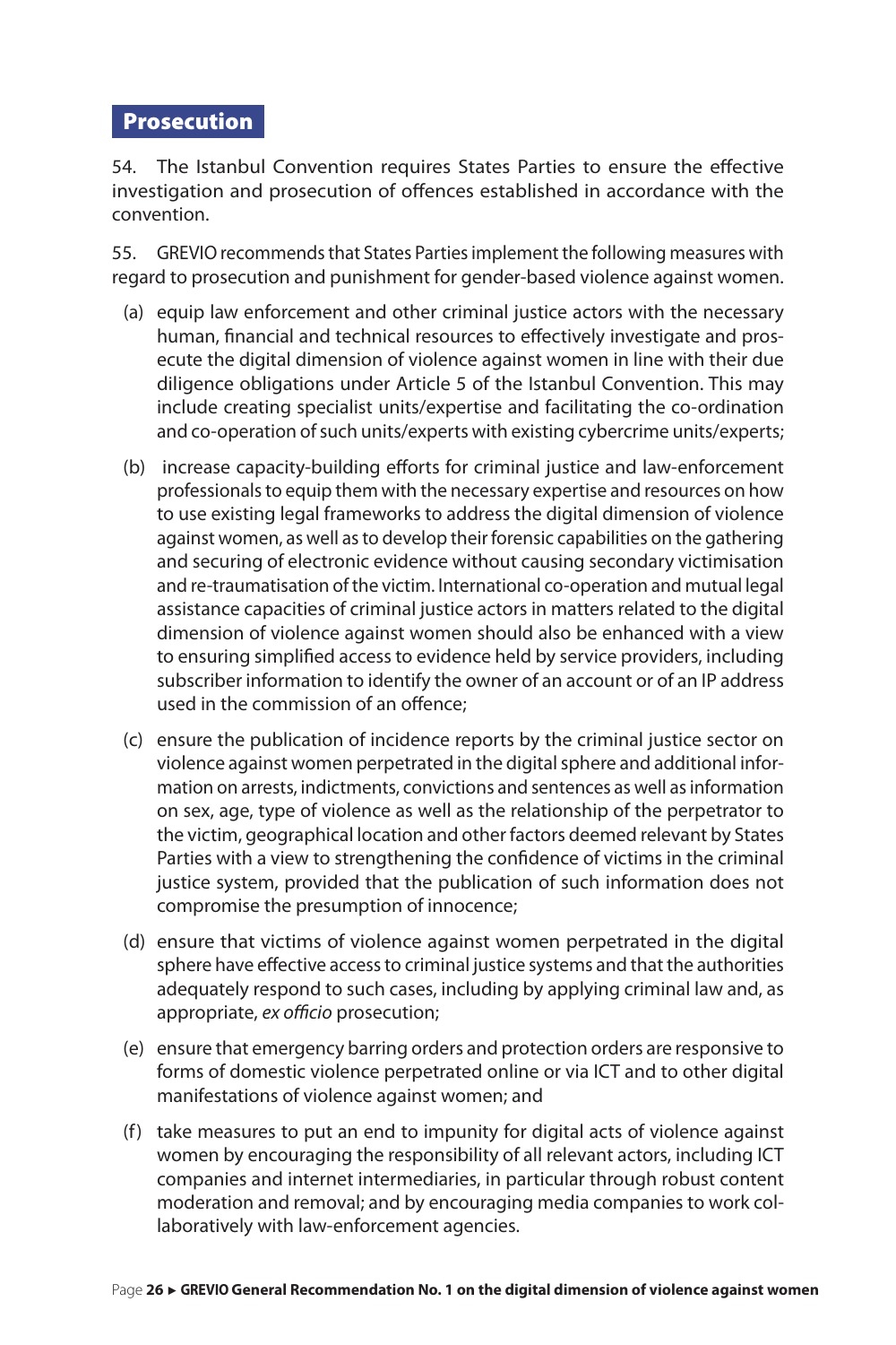## Prosecution

54. The Istanbul Convention requires States Parties to ensure the effective investigation and prosecution of offences established in accordance with the convention.

55. GREVIO recommends that States Parties implement the following measures with regard to prosecution and punishment for gender-based violence against women.

(a) equip law enforcement and other criminal justice actors with the necessary human, financial and technical resources to effectively investigate and prosecute the digital dimension of violence against women in line with their due diligence obligations under Article 5 of the Istanbul Convention. This may include creating specialist units/expertise and facilitating the co-ordination and co-operation of such units/experts with existing cybercrime units/experts;

(b) increase capacity-building efforts for criminal justice and law-enforcement professionals to equip them with the necessary expertise and resources on how to use existing legal frameworks to address the digital dimension of violence against women, as well as to develop their forensic capabilities on the gathering and securing of electronic evidence without causing secondary victimisation and re-traumatisation of the victim. International co-operation and mutual legal assistance capacities of criminal justice actors in matters related to the digital dimension of violence against women should also be enhanced with a view to ensuring simplified access to evidence held by service providers, including subscriber information to identify the owner of an account or of an IP address used in the commission of an offence;

(c) ensure the publication of incidence reports by the criminal justice sector on violence against women perpetrated in the digital sphere and additional information on arrests, indictments, convictions and sentences as well as information on sex, age, type of violence as well as the relationship of the perpetrator to the victim, geographical location and other factors deemed relevant by States Parties with a view to strengthening the confidence of victims in the criminal justice system, provided that the publication of such information does not compromise the presumption of innocence;

(d) ensure that victims of violence against women perpetrated in the digital sphere have effective access to criminal justice systems and that the authorities adequately respond to such cases, including by applying criminal law and, as appropriate, *ex officio* prosecution;

(e) ensure that emergency barring orders and protection orders are responsive to forms of domestic violence perpetrated online or via ICT and to other digital manifestations of violence against women; and

(f) take measures to put an end to impunity for digital acts of violence against women by encouraging the responsibility of all relevant actors, including ICT companies and internet intermediaries, in particular through robust content moderation and removal; and by encouraging media companies to work collaboratively with law-enforcement agencies.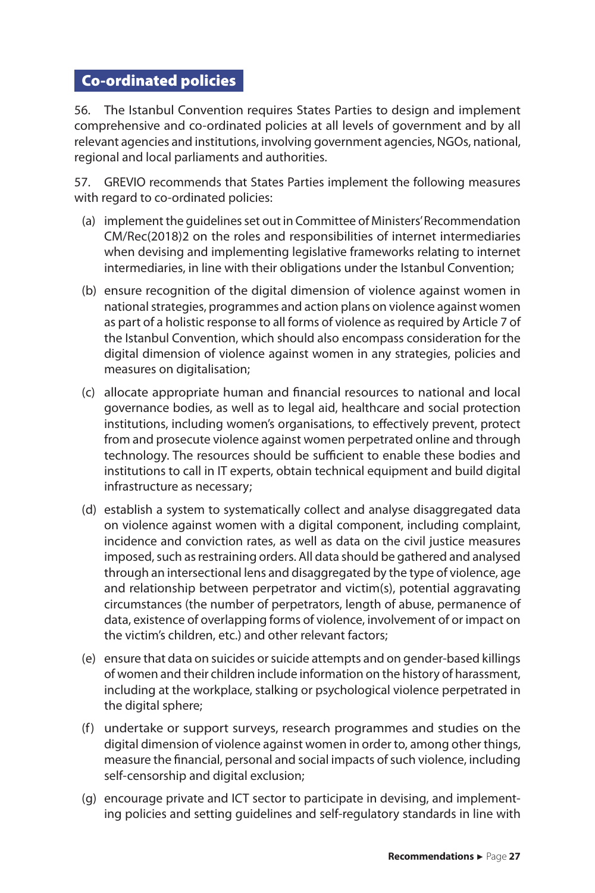## Co-ordinated policies

56. The Istanbul Convention requires States Parties to design and implement comprehensive and co-ordinated policies at all levels of government and by all relevant agencies and institutions, involving government agencies, NGOs, national, regional and local parliaments and authorities.

57. GREVIO recommends that States Parties implement the following measures with regard to co-ordinated policies:

(a) implement the guidelines set out in Committee of Ministers' Recommendation CM/Rec(2018)2 on the roles and responsibilities of internet intermediaries when devising and implementing legislative frameworks relating to internet intermediaries, in line with their obligations under the Istanbul Convention;

(b) ensure recognition of the digital dimension of violence against women in national strategies, programmes and action plans on violence against women as part of a holistic response to all forms of violence as required by Article 7 of the Istanbul Convention, which should also encompass consideration for the digital dimension of violence against women in any strategies, policies and measures on digitalisation;

(c) allocate appropriate human and financial resources to national and local governance bodies, as well as to legal aid, healthcare and social protection institutions, including women's organisations, to effectively prevent, protect from and prosecute violence against women perpetrated online and through technology. The resources should be sufficient to enable these bodies and institutions to call in IT experts, obtain technical equipment and build digital infrastructure as necessary;

(d) establish a system to systematically collect and analyse disaggregated data on violence against women with a digital component, including complaint, incidence and conviction rates, as well as data on the civil justice measures imposed, such as restraining orders. All data should be gathered and analysed through an intersectional lens and disaggregated by the type of violence, age and relationship between perpetrator and victim(s), potential aggravating circumstances (the number of perpetrators, length of abuse, permanence of data, existence of overlapping forms of violence, involvement of or impact on the victim's children, etc.) and other relevant factors;

(e) ensure that data on suicides or suicide attempts and on gender-based killings of women and their children include information on the history of harassment, including at the workplace, stalking or psychological violence perpetrated in the digital sphere;

(f) undertake or support surveys, research programmes and studies on the digital dimension of violence against women in order to, among other things, measure the financial, personal and social impacts of such violence, including self-censorship and digital exclusion;

(g) encourage private and ICT sector to participate in devising, and implementing policies and setting guidelines and self-regulatory standards in line with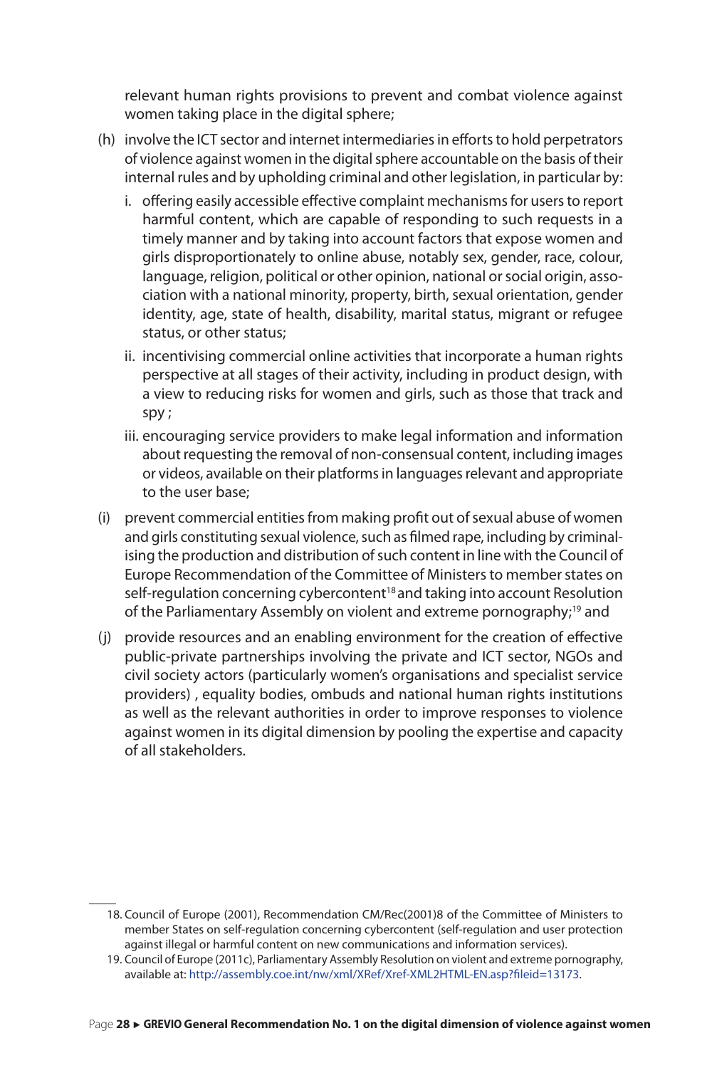relevant human rights provisions to prevent and combat violence against women taking place in the digital sphere;

(h) involve the ICT sector and internet intermediaries in efforts to hold perpetrators of violence against women in the digital sphere accountable on the basis of their internal rules and by upholding criminal and other legislation, in particular by:

   i. offering easily accessible effective complaint mechanisms for users to report harmful content, which are capable of responding to such requests in a timely manner and by taking into account factors that expose women and girls disproportionately to online abuse, notably sex, gender, race, colour, language, religion, political or other opinion, national or social origin, association with a national minority, property, birth, sexual orientation, gender identity, age, state of health, disability, marital status, migrant or refugee status, or other status;

   ii. incentivising commercial online activities that incorporate a human rights perspective at all stages of their activity, including in product design, with a view to reducing risks for women and girls, such as those that track and spy ;

   iii. encouraging service providers to make legal information and information about requesting the removal of non-consensual content, including images or videos, available on their platforms in languages relevant and appropriate to the user base;

(i) prevent commercial entities from making profit out of sexual abuse of women and girls constituting sexual violence, such as filmed rape, including by criminalising the production and distribution of such content in line with the Council of Europe Recommendation of the Committee of Ministers to member states on self-regulation concerning cybercontent[18] and taking into account Resolution of the Parliamentary Assembly on violent and extreme pornography;[19] and

(j) provide resources and an enabling environment for the creation of effective public-private partnerships involving the private and ICT sector, NGOs and civil society actors (particularly women's organisations and specialist service providers) , equality bodies, ombuds and national human rights institutions as well as the relevant authorities in order to improve responses to violence against women in its digital dimension by pooling the expertise and capacity of all stakeholders.

---

18. Council of Europe (2001), Recommendation CM/Rec(2001)8 of the Committee of Ministers to member States on self-regulation concerning cybercontent (self-regulation and user protection against illegal or harmful content on new communications and information services).

19. Council of Europe (2011c), Parliamentary Assembly Resolution on violent and extreme pornography, available at: http://assembly.coe.int/nw/xml/XRef/Xref-XML2HTML-EN.asp?fileid=13173.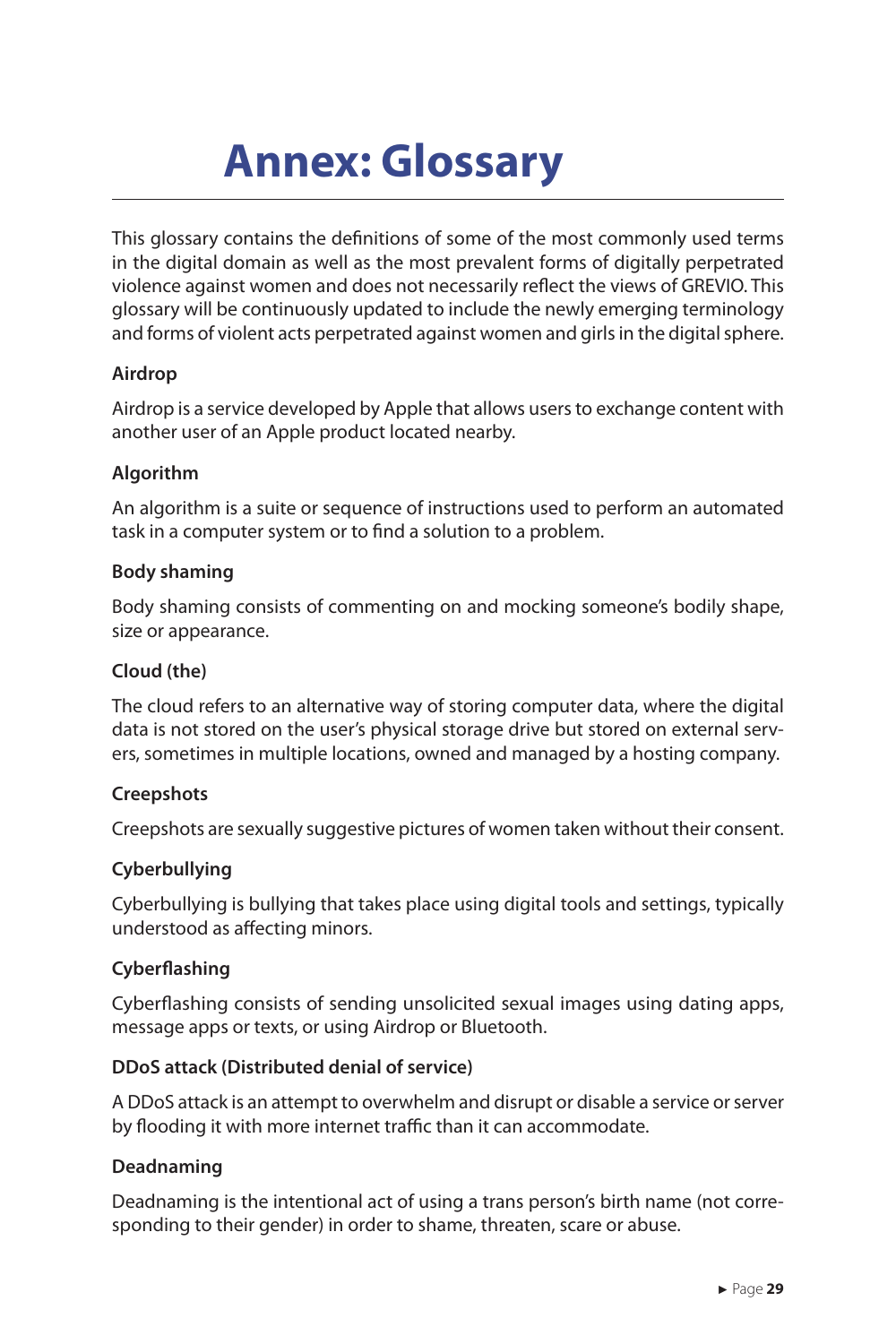# Annex: Glossary

This glossary contains the definitions of some of the most commonly used terms in the digital domain as well as the most prevalent forms of digitally perpetrated violence against women and does not necessarily reflect the views of GREVIO. This glossary will be continuously updated to include the newly emerging terminology and forms of violent acts perpetrated against women and girls in the digital sphere.

**Airdrop**

Airdrop is a service developed by Apple that allows users to exchange content with another user of an Apple product located nearby.

**Algorithm**

An algorithm is a suite or sequence of instructions used to perform an automated task in a computer system or to find a solution to a problem.

**Body shaming**

Body shaming consists of commenting on and mocking someone's bodily shape, size or appearance.

**Cloud (the)**

The cloud refers to an alternative way of storing computer data, where the digital data is not stored on the user's physical storage drive but stored on external servers, sometimes in multiple locations, owned and managed by a hosting company.

**Creepshots**

Creepshots are sexually suggestive pictures of women taken without their consent.

**Cyberbullying**

Cyberbullying is bullying that takes place using digital tools and settings, typically understood as affecting minors.

**Cyberflashing**

Cyberflashing consists of sending unsolicited sexual images using dating apps, message apps or texts, or using Airdrop or Bluetooth.

**DDoS attack (Distributed denial of service)**

A DDoS attack is an attempt to overwhelm and disrupt or disable a service or server by flooding it with more internet traffic than it can accommodate.

**Deadnaming**

Deadnaming is the intentional act of using a trans person's birth name (not corresponding to their gender) in order to shame, threaten, scare or abuse.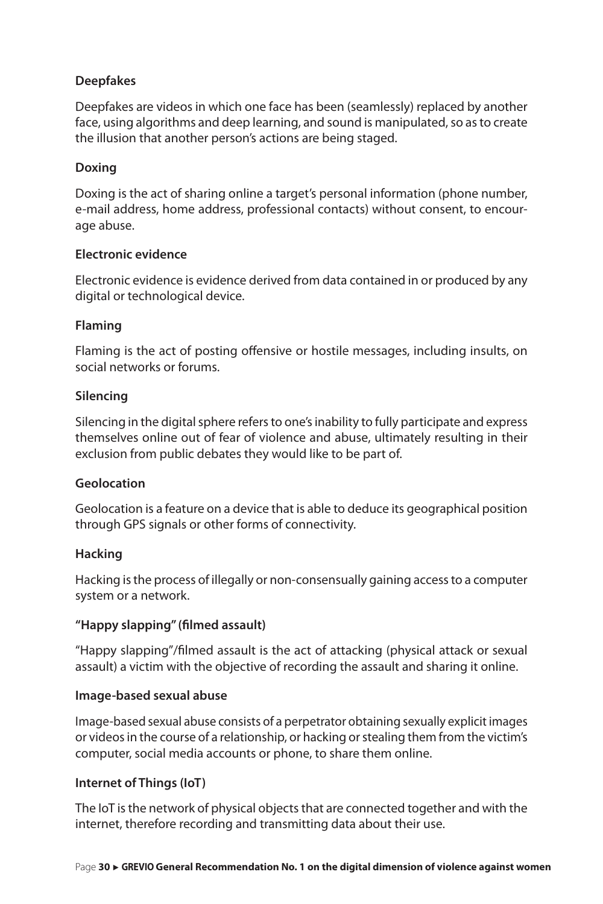**Deepfakes**

Deepfakes are videos in which one face has been (seamlessly) replaced by another face, using algorithms and deep learning, and sound is manipulated, so as to create the illusion that another person's actions are being staged.

**Doxing**

Doxing is the act of sharing online a target's personal information (phone number, e-mail address, home address, professional contacts) without consent, to encourage abuse.

**Electronic evidence**

Electronic evidence is evidence derived from data contained in or produced by any digital or technological device.

**Flaming**

Flaming is the act of posting offensive or hostile messages, including insults, on social networks or forums.

**Silencing**

Silencing in the digital sphere refers to one's inability to fully participate and express themselves online out of fear of violence and abuse, ultimately resulting in their exclusion from public debates they would like to be part of.

**Geolocation**

Geolocation is a feature on a device that is able to deduce its geographical position through GPS signals or other forms of connectivity.

**Hacking**

Hacking is the process of illegally or non-consensually gaining access to a computer system or a network.

**"Happy slapping" (filmed assault)**

"Happy slapping"/filmed assault is the act of attacking (physical attack or sexual assault) a victim with the objective of recording the assault and sharing it online.

**Image-based sexual abuse**

Image-based sexual abuse consists of a perpetrator obtaining sexually explicit images or videos in the course of a relationship, or hacking or stealing them from the victim's computer, social media accounts or phone, to share them online.

**Internet of Things (IoT)**

The IoT is the network of physical objects that are connected together and with the internet, therefore recording and transmitting data about their use.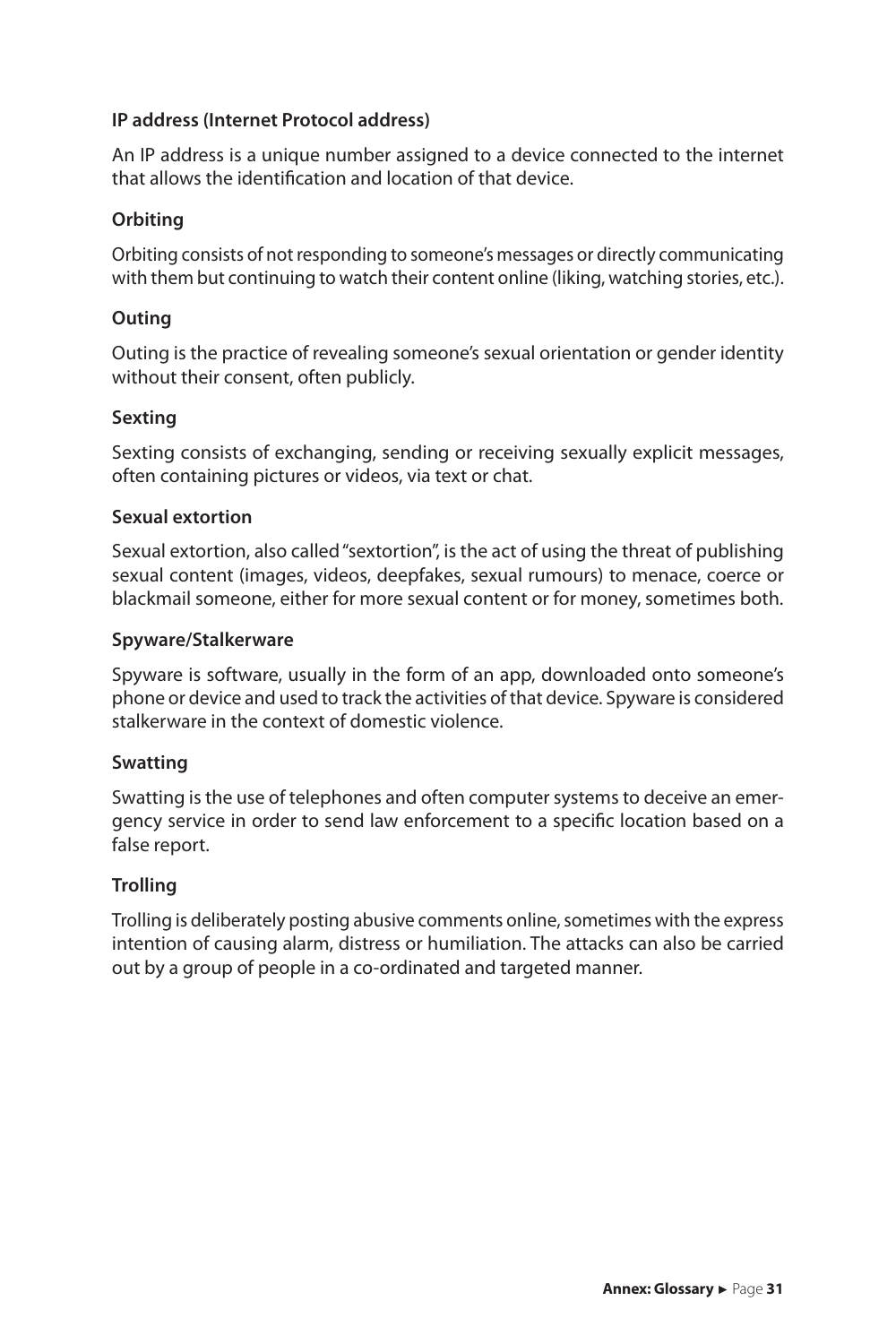**IP address (Internet Protocol address)**

An IP address is a unique number assigned to a device connected to the internet that allows the identification and location of that device.

**Orbiting**

Orbiting consists of not responding to someone's messages or directly communicating with them but continuing to watch their content online (liking, watching stories, etc.).

**Outing**

Outing is the practice of revealing someone's sexual orientation or gender identity without their consent, often publicly.

**Sexting**

Sexting consists of exchanging, sending or receiving sexually explicit messages, often containing pictures or videos, via text or chat.

**Sexual extortion**

Sexual extortion, also called "sextortion", is the act of using the threat of publishing sexual content (images, videos, deepfakes, sexual rumours) to menace, coerce or blackmail someone, either for more sexual content or for money, sometimes both.

**Spyware/Stalkerware**

Spyware is software, usually in the form of an app, downloaded onto someone's phone or device and used to track the activities of that device. Spyware is considered stalkerware in the context of domestic violence.

**Swatting**

Swatting is the use of telephones and often computer systems to deceive an emergency service in order to send law enforcement to a specific location based on a false report.

**Trolling**

Trolling is deliberately posting abusive comments online, sometimes with the express intention of causing alarm, distress or humiliation. The attacks can also be carried out by a group of people in a co-ordinated and targeted manner.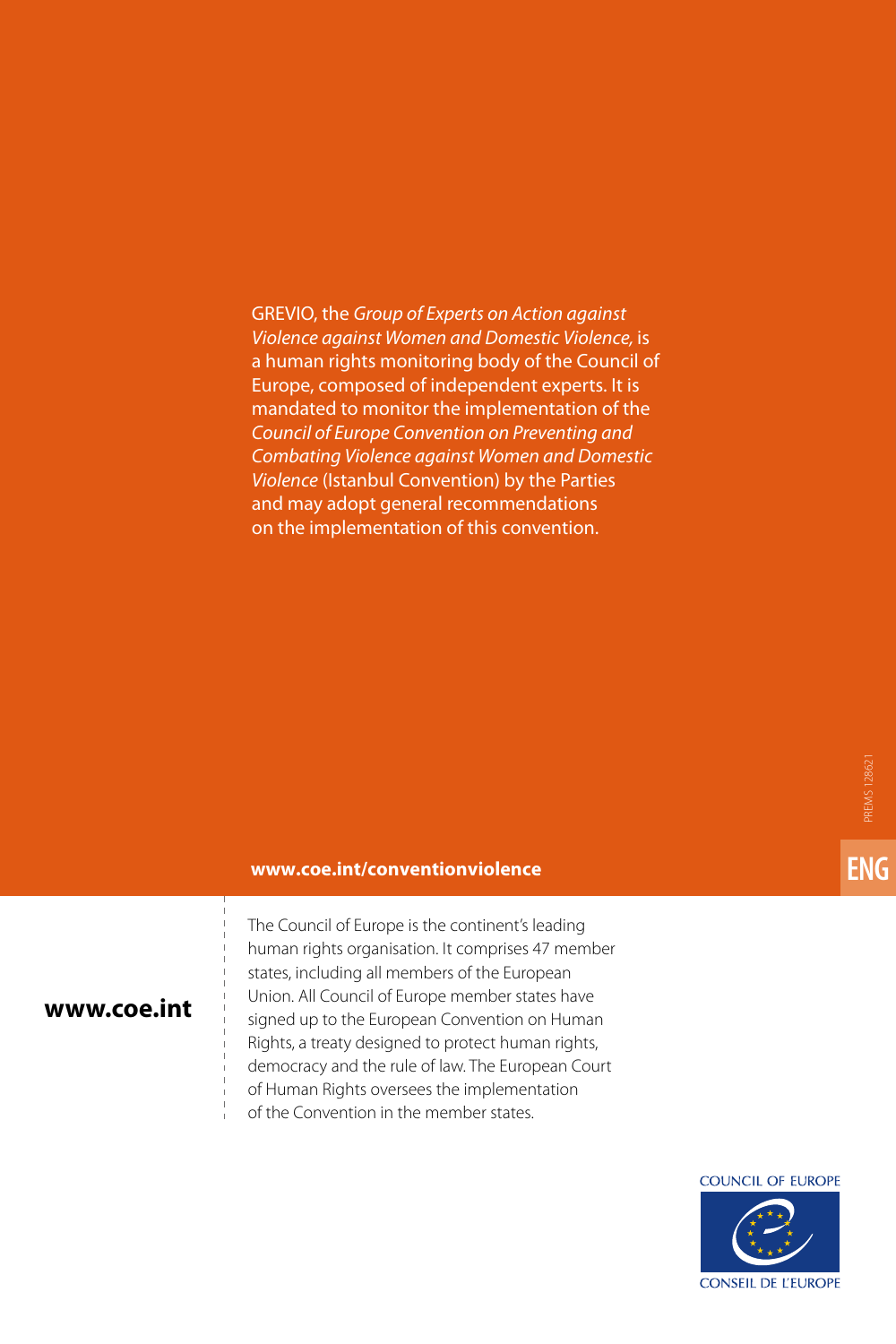GREVIO, the *Group of Experts on Action against Violence against Women and Domestic Violence,* is a human rights monitoring body of the Council of Europe, composed of independent experts. It is mandated to monitor the implementation of the *Council of Europe Convention on Preventing and Combating Violence against Women and Domestic Violence* (Istanbul Convention) by the Parties and may adopt general recommendations on the implementation of this convention.

**www.coe.int/conventionviolence**

PREMS 128621

ENG

**www.coe.int**

The Council of Europe is the continent's leading human rights organisation. It comprises 47 member states, including all members of the European Union. All Council of Europe member states have signed up to the European Convention on Human Rights, a treaty designed to protect human rights, democracy and the rule of law. The European Court of Human Rights oversees the implementation of the Convention in the member states.

COUNCIL OF EUROPE

CONSEIL DE L'EUROPE